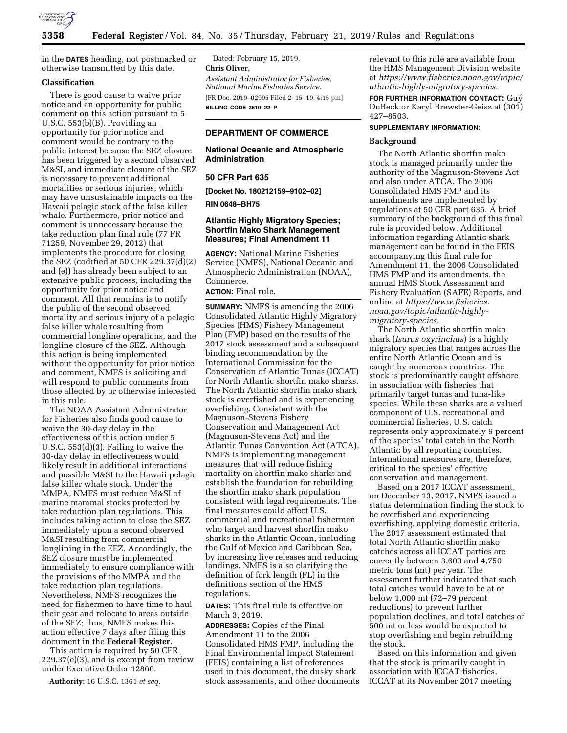in the **DATES** heading, not postmarked or otherwise transmitted by this date.

### Classification

There is good cause to waive prior notice and an opportunity for public comment on this action pursuant to 5 U.S.C. 553(b)(B). Providing an opportunity for prior notice and comment would be contrary to the public interest because the SEZ closure has been triggered by a second observed M&SI, and immediate closure of the SEZ is necessary to prevent additional mortalities or serious injuries, which may have unsustainable impacts on the Hawaii pelagic stock of the false killer whale. Furthermore, prior notice and comment is unnecessary because the take reduction plan final rule (77 FR 71259, November 29, 2012) that implements the procedure for closing the SEZ (codified at 50 CFR 229.37(d)(2) and (e)) has already been subject to an extensive public process, including the opportunity for prior notice and comment. All that remains is to notify the public of the second observed mortality and serious injury of a pelagic false killer whale resulting from commercial longline operations, and the longline closure of the SEZ. Although this action is being implemented without the opportunity for prior notice and comment, NMFS is soliciting and will respond to public comments from those affected by or otherwise interested in this rule.

The NOAA Assistant Administrator for Fisheries also finds good cause to waive the 30-day delay in the effectiveness of this action under 5 U.S.C. 553(d)(3). Failing to waive the 30-day delay in effectiveness would likely result in additional interactions and possible M&SI to the Hawaii pelagic false killer whale stock. Under the MMPA, NMFS must reduce M&SI of marine mammal stocks protected by take reduction plan regulations. This includes taking action to close the SEZ immediately upon a second observed M&SI resulting from commercial longlining in the EEZ. Accordingly, the SEZ closure must be implemented immediately to ensure compliance with the provisions of the MMPA and the take reduction plan regulations. Nevertheless, NMFS recognizes the need for fishermen to have time to haul their gear and relocate to areas outside of the SEZ; thus, NMFS makes this action effective 7 days after filing this document in the **Federal Register**.

This action is required by 50 CFR 229.37(e)(3), and is exempt from review under Executive Order 12866.

**Authority:** 16 U.S.C. 1361 *et seq.*

Dated: February 15, 2019.

**Chris Oliver,**

*Assistant Administrator for Fisheries, National Marine Fisheries Service.*

[FR Doc. 2019–02995 Filed 2–15–19; 4:15 pm]

**BILLING CODE 3510–22–P**

---

## DEPARTMENT OF COMMERCE

## National Oceanic and Atmospheric Administration

## 50 CFR Part 635

**[Docket No. 180212159–9102–02]**

**RIN 0648–BH75**

## Atlantic Highly Migratory Species; Shortfin Mako Shark Management Measures; Final Amendment 11

**AGENCY:** National Marine Fisheries Service (NMFS), National Oceanic and Atmospheric Administration (NOAA), Commerce.

**ACTION:** Final rule.

**SUMMARY:** NMFS is amending the 2006 Consolidated Atlantic Highly Migratory Species (HMS) Fishery Management Plan (FMP) based on the results of the 2017 stock assessment and a subsequent binding recommendation by the International Commission for the Conservation of Atlantic Tunas (ICCAT) for North Atlantic shortfin mako sharks. The North Atlantic shortfin mako shark stock is overfished and is experiencing overfishing. Consistent with the Magnuson-Stevens Fishery Conservation and Management Act (Magnuson-Stevens Act) and the Atlantic Tunas Convention Act (ATCA), NMFS is implementing management measures that will reduce fishing mortality on shortfin mako sharks and establish the foundation for rebuilding the shortfin mako shark population consistent with legal requirements. The final measures could affect U.S. commercial and recreational fishermen who target and harvest shortfin mako sharks in the Atlantic Ocean, including the Gulf of Mexico and Caribbean Sea, by increasing live releases and reducing landings. NMFS is also clarifying the definition of fork length (FL) in the definitions section of the HMS regulations.

**DATES:** This final rule is effective on March 3, 2019.

**ADDRESSES:** Copies of the Final Amendment 11 to the 2006 Consolidated HMS FMP, including the Final Environmental Impact Statement (FEIS) containing a list of references used in this document, the dusky shark stock assessments, and other documents relevant to this rule are available from the HMS Management Division website at *https://www.fisheries.noaa.gov/topic/atlantic-highly-migratory-species.*

**FOR FURTHER INFORMATION CONTACT:** Guý DuBeck or Karyl Brewster-Geisz at (301) 427–8503.

**SUPPLEMENTARY INFORMATION:**

### Background

The North Atlantic shortfin mako stock is managed primarily under the authority of the Magnuson-Stevens Act and also under ATCA. The 2006 Consolidated HMS FMP and its amendments are implemented by regulations at 50 CFR part 635. A brief summary of the background of this final rule is provided below. Additional information regarding Atlantic shark management can be found in the FEIS accompanying this final rule for Amendment 11, the 2006 Consolidated HMS FMP and its amendments, the annual HMS Stock Assessment and Fishery Evaluation (SAFE) Reports, and online at *https://www.fisheries.noaa.gov/topic/atlantic-highly-migratory-species.*

The North Atlantic shortfin mako shark (*Isurus oxyrinchus*) is a highly migratory species that ranges across the entire North Atlantic Ocean and is caught by numerous countries. The stock is predominantly caught offshore in association with fisheries that primarily target tunas and tuna-like species. While these sharks are a valued component of U.S. recreational and commercial fisheries, U.S. catch represents only approximately 9 percent of the species' total catch in the North Atlantic by all reporting countries. International measures are, therefore, critical to the species' effective conservation and management.

Based on a 2017 ICCAT assessment, on December 13, 2017, NMFS issued a status determination finding the stock to be overfished and experiencing overfishing, applying domestic criteria. The 2017 assessment estimated that total North Atlantic shortfin mako catches across all ICCAT parties are currently between 3,600 and 4,750 metric tons (mt) per year. The assessment further indicated that such total catches would have to be at or below 1,000 mt (72–79 percent reductions) to prevent further population declines, and total catches of 500 mt or less would be expected to stop overfishing and begin rebuilding the stock.

Based on this information and given that the stock is primarily caught in association with ICCAT fisheries, ICCAT at its November 2017 meeting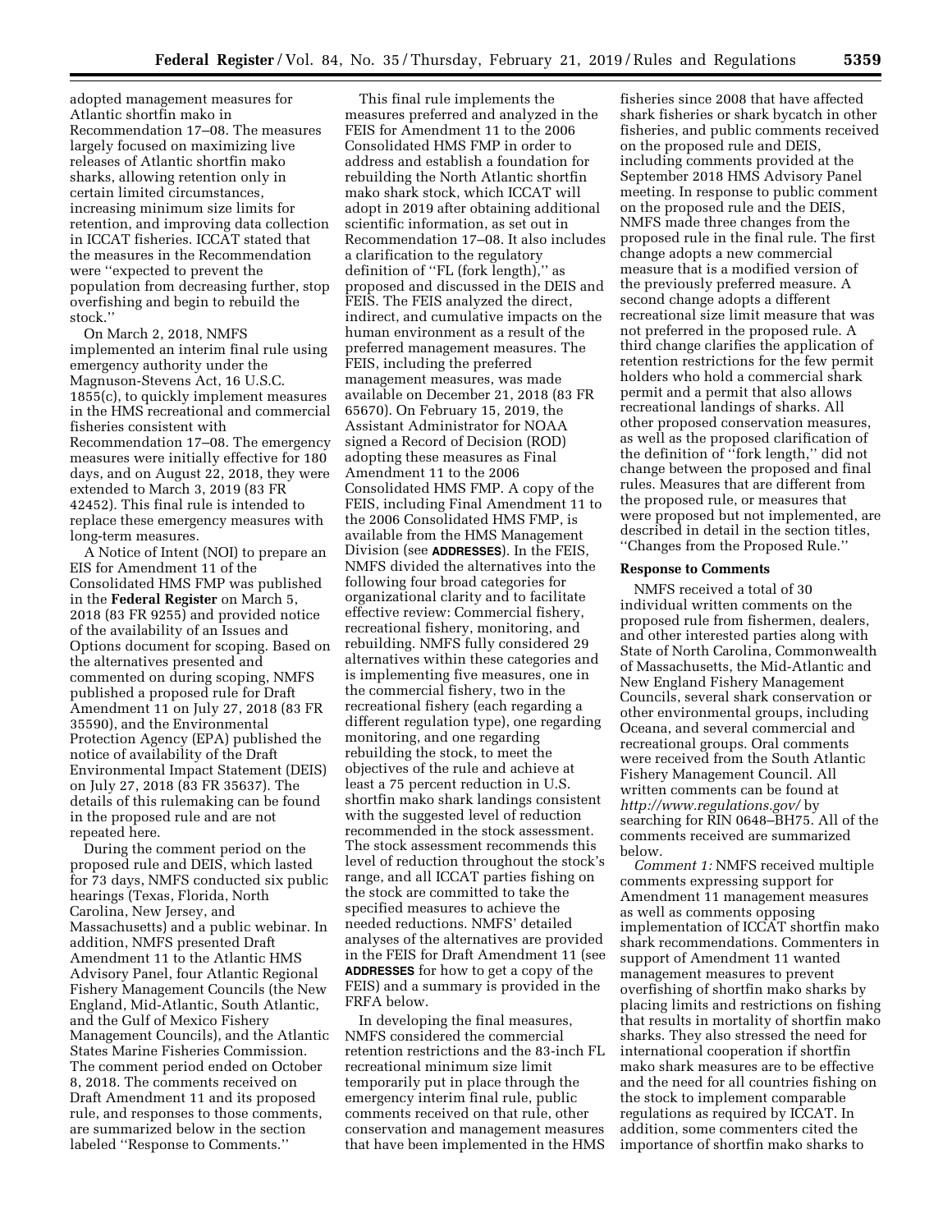adopted management measures for Atlantic shortfin mako in Recommendation 17–08. The measures largely focused on maximizing live releases of Atlantic shortfin mako sharks, allowing retention only in certain limited circumstances, increasing minimum size limits for retention, and improving data collection in ICCAT fisheries. ICCAT stated that the measures in the Recommendation were ''expected to prevent the population from decreasing further, stop overfishing and begin to rebuild the stock.''

On March 2, 2018, NMFS implemented an interim final rule using emergency authority under the Magnuson-Stevens Act, 16 U.S.C. 1855(c), to quickly implement measures in the HMS recreational and commercial fisheries consistent with Recommendation 17–08. The emergency measures were initially effective for 180 days, and on August 22, 2018, they were extended to March 3, 2019 (83 FR 42452). This final rule is intended to replace these emergency measures with long-term measures.

A Notice of Intent (NOI) to prepare an EIS for Amendment 11 of the Consolidated HMS FMP was published in the **Federal Register** on March 5, 2018 (83 FR 9255) and provided notice of the availability of an Issues and Options document for scoping. Based on the alternatives presented and commented on during scoping, NMFS published a proposed rule for Draft Amendment 11 on July 27, 2018 (83 FR 35590), and the Environmental Protection Agency (EPA) published the notice of availability of the Draft Environmental Impact Statement (DEIS) on July 27, 2018 (83 FR 35637). The details of this rulemaking can be found in the proposed rule and are not repeated here.

During the comment period on the proposed rule and DEIS, which lasted for 73 days, NMFS conducted six public hearings (Texas, Florida, North Carolina, New Jersey, and Massachusetts) and a public webinar. In addition, NMFS presented Draft Amendment 11 to the Atlantic HMS Advisory Panel, four Atlantic Regional Fishery Management Councils (the New England, Mid-Atlantic, South Atlantic, and the Gulf of Mexico Fishery Management Councils), and the Atlantic States Marine Fisheries Commission. The comment period ended on October 8, 2018. The comments received on Draft Amendment 11 and its proposed rule, and responses to those comments, are summarized below in the section labeled ''Response to Comments.''

This final rule implements the measures preferred and analyzed in the FEIS for Amendment 11 to the 2006 Consolidated HMS FMP in order to address and establish a foundation for rebuilding the North Atlantic shortfin mako shark stock, which ICCAT will adopt in 2019 after obtaining additional scientific information, as set out in Recommendation 17–08. It also includes a clarification to the regulatory definition of ''FL (fork length),'' as proposed and discussed in the DEIS and FEIS. The FEIS analyzed the direct, indirect, and cumulative impacts on the human environment as a result of the preferred management measures. The FEIS, including the preferred management measures, was made available on December 21, 2018 (83 FR 65670). On February 15, 2019, the Assistant Administrator for NOAA signed a Record of Decision (ROD) adopting these measures as Final Amendment 11 to the 2006 Consolidated HMS FMP. A copy of the FEIS, including Final Amendment 11 to the 2006 Consolidated HMS FMP, is available from the HMS Management Division (see **ADDRESSES**). In the FEIS, NMFS divided the alternatives into the following four broad categories for organizational clarity and to facilitate effective review: Commercial fishery, recreational fishery, monitoring, and rebuilding. NMFS fully considered 29 alternatives within these categories and is implementing five measures, one in the commercial fishery, two in the recreational fishery (each regarding a different regulation type), one regarding monitoring, and one regarding rebuilding the stock, to meet the objectives of the rule and achieve at least a 75 percent reduction in U.S. shortfin mako shark landings consistent with the suggested level of reduction recommended in the stock assessment. The stock assessment recommends this level of reduction throughout the stock's range, and all ICCAT parties fishing on the stock are committed to take the specified measures to achieve the needed reductions. NMFS' detailed analyses of the alternatives are provided in the FEIS for Draft Amendment 11 (see **ADDRESSES** for how to get a copy of the FEIS) and a summary is provided in the FRFA below.

In developing the final measures, NMFS considered the commercial retention restrictions and the 83-inch FL recreational minimum size limit temporarily put in place through the emergency interim final rule, public comments received on that rule, other conservation and management measures that have been implemented in the HMS fisheries since 2008 that have affected shark fisheries or shark bycatch in other fisheries, and public comments received on the proposed rule and DEIS, including comments provided at the September 2018 HMS Advisory Panel meeting. In response to public comment on the proposed rule and the DEIS, NMFS made three changes from the proposed rule in the final rule. The first change adopts a new commercial measure that is a modified version of the previously preferred measure. A second change adopts a different recreational size limit measure that was not preferred in the proposed rule. A third change clarifies the application of retention restrictions for the few permit holders who hold a commercial shark permit and a permit that also allows recreational landings of sharks. All other proposed conservation measures, as well as the proposed clarification of the definition of ''fork length,'' did not change between the proposed and final rules. Measures that are different from the proposed rule, or measures that were proposed but not implemented, are described in detail in the section titles, ''Changes from the Proposed Rule.''

## Response to Comments

NMFS received a total of 30 individual written comments on the proposed rule from fishermen, dealers, and other interested parties along with State of North Carolina, Commonwealth of Massachusetts, the Mid-Atlantic and New England Fishery Management Councils, several shark conservation or other environmental groups, including Oceana, and several commercial and recreational groups. Oral comments were received from the South Atlantic Fishery Management Council. All written comments can be found at *http://www.regulations.gov/* by searching for RIN 0648–BH75. All of the comments received are summarized below.

*Comment 1:* NMFS received multiple comments expressing support for Amendment 11 management measures as well as comments opposing implementation of ICCAT shortfin mako shark recommendations. Commenters in support of Amendment 11 wanted management measures to prevent overfishing of shortfin mako sharks by placing limits and restrictions on fishing that results in mortality of shortfin mako sharks. They also stressed the need for international cooperation if shortfin mako shark measures are to be effective and the need for all countries fishing on the stock to implement comparable regulations as required by ICCAT. In addition, some commenters cited the importance of shortfin mako sharks to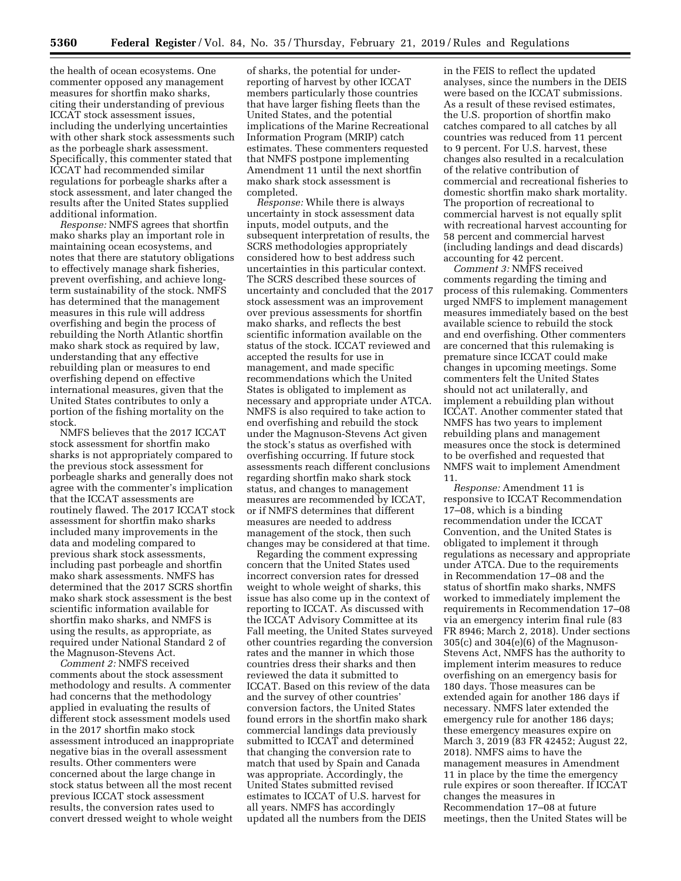the health of ocean ecosystems. One commenter opposed any management measures for shortfin mako sharks, citing their understanding of previous ICCAT stock assessment issues, including the underlying uncertainties with other shark stock assessments such as the porbeagle shark assessment. Specifically, this commenter stated that ICCAT had recommended similar regulations for porbeagle sharks after a stock assessment, and later changed the results after the United States supplied additional information.

*Response:* NMFS agrees that shortfin mako sharks play an important role in maintaining ocean ecosystems, and notes that there are statutory obligations to effectively manage shark fisheries, prevent overfishing, and achieve long-term sustainability of the stock. NMFS has determined that the management measures in this rule will address overfishing and begin the process of rebuilding the North Atlantic shortfin mako shark stock as required by law, understanding that any effective rebuilding plan or measures to end overfishing depend on effective international measures, given that the United States contributes to only a portion of the fishing mortality on the stock.

NMFS believes that the 2017 ICCAT stock assessment for shortfin mako sharks is not appropriately compared to the previous stock assessment for porbeagle sharks and generally does not agree with the commenter's implication that the ICCAT assessments are routinely flawed. The 2017 ICCAT stock assessment for shortfin mako sharks included many improvements in the data and modeling compared to previous shark stock assessments, including past porbeagle and shortfin mako shark assessments. NMFS has determined that the 2017 SCRS shortfin mako shark stock assessment is the best scientific information available for shortfin mako sharks, and NMFS is using the results, as appropriate, as required under National Standard 2 of the Magnuson-Stevens Act.

*Comment 2:* NMFS received comments about the stock assessment methodology and results. A commenter had concerns that the methodology applied in evaluating the results of different stock assessment models used in the 2017 shortfin mako stock assessment introduced an inappropriate negative bias in the overall assessment results. Other commenters were concerned about the large change in stock status between all the most recent previous ICCAT stock assessment results, the conversion rates used to convert dressed weight to whole weight of sharks, the potential for under-reporting of harvest by other ICCAT members particularly those countries that have larger fishing fleets than the United States, and the potential implications of the Marine Recreational Information Program (MRIP) catch estimates. These commenters requested that NMFS postpone implementing Amendment 11 until the next shortfin mako shark stock assessment is completed.

*Response:* While there is always uncertainty in stock assessment data inputs, model outputs, and the subsequent interpretation of results, the SCRS methodologies appropriately considered how to best address such uncertainties in this particular context. The SCRS described these sources of uncertainty and concluded that the 2017 stock assessment was an improvement over previous assessments for shortfin mako sharks, and reflects the best scientific information available on the status of the stock. ICCAT reviewed and accepted the results for use in management, and made specific recommendations which the United States is obligated to implement as necessary and appropriate under ATCA. NMFS is also required to take action to end overfishing and rebuild the stock under the Magnuson-Stevens Act given the stock's status as overfished with overfishing occurring. If future stock assessments reach different conclusions regarding shortfin mako shark stock status, and changes to management measures are recommended by ICCAT, or if NMFS determines that different measures are needed to address management of the stock, then such changes may be considered at that time.

Regarding the comment expressing concern that the United States used incorrect conversion rates for dressed weight to whole weight of sharks, this issue has also come up in the context of reporting to ICCAT. As discussed with the ICCAT Advisory Committee at its Fall meeting, the United States surveyed other countries regarding the conversion rates and the manner in which those countries dress their sharks and then reviewed the data it submitted to ICCAT. Based on this review of the data and the survey of other countries' conversion factors, the United States found errors in the shortfin mako shark commercial landings data previously submitted to ICCAT and determined that changing the conversion rate to match that used by Spain and Canada was appropriate. Accordingly, the United States submitted revised estimates to ICCAT of U.S. harvest for all years. NMFS has accordingly updated all the numbers from the DEIS in the FEIS to reflect the updated analyses, since the numbers in the DEIS were based on the ICCAT submissions. As a result of these revised estimates, the U.S. proportion of shortfin mako catches compared to all catches by all countries was reduced from 11 percent to 9 percent. For U.S. harvest, these changes also resulted in a recalculation of the relative contribution of commercial and recreational fisheries to domestic shortfin mako shark mortality. The proportion of recreational to commercial harvest is not equally split with recreational harvest accounting for 58 percent and commercial harvest (including landings and dead discards) accounting for 42 percent.

*Comment 3:* NMFS received comments regarding the timing and process of this rulemaking. Commenters urged NMFS to implement management measures immediately based on the best available science to rebuild the stock and end overfishing. Other commenters are concerned that this rulemaking is premature since ICCAT could make changes in upcoming meetings. Some commenters felt the United States should not act unilaterally, and implement a rebuilding plan without ICCAT. Another commenter stated that NMFS has two years to implement rebuilding plans and management measures once the stock is determined to be overfished and requested that NMFS wait to implement Amendment 11.

*Response:* Amendment 11 is responsive to ICCAT Recommendation 17–08, which is a binding recommendation under the ICCAT Convention, and the United States is obligated to implement it through regulations as necessary and appropriate under ATCA. Due to the requirements in Recommendation 17–08 and the status of shortfin mako sharks, NMFS worked to immediately implement the requirements in Recommendation 17–08 via an emergency interim final rule (83 FR 8946; March 2, 2018). Under sections 305(c) and 304(e)(6) of the Magnuson-Stevens Act, NMFS has the authority to implement interim measures to reduce overfishing on an emergency basis for 180 days. Those measures can be extended again for another 186 days if necessary. NMFS later extended the emergency rule for another 186 days; these emergency measures expire on March 3, 2019 (83 FR 42452; August 22, 2018). NMFS aims to have the management measures in Amendment 11 in place by the time the emergency rule expires or soon thereafter. If ICCAT changes the measures in Recommendation 17–08 at future meetings, then the United States will be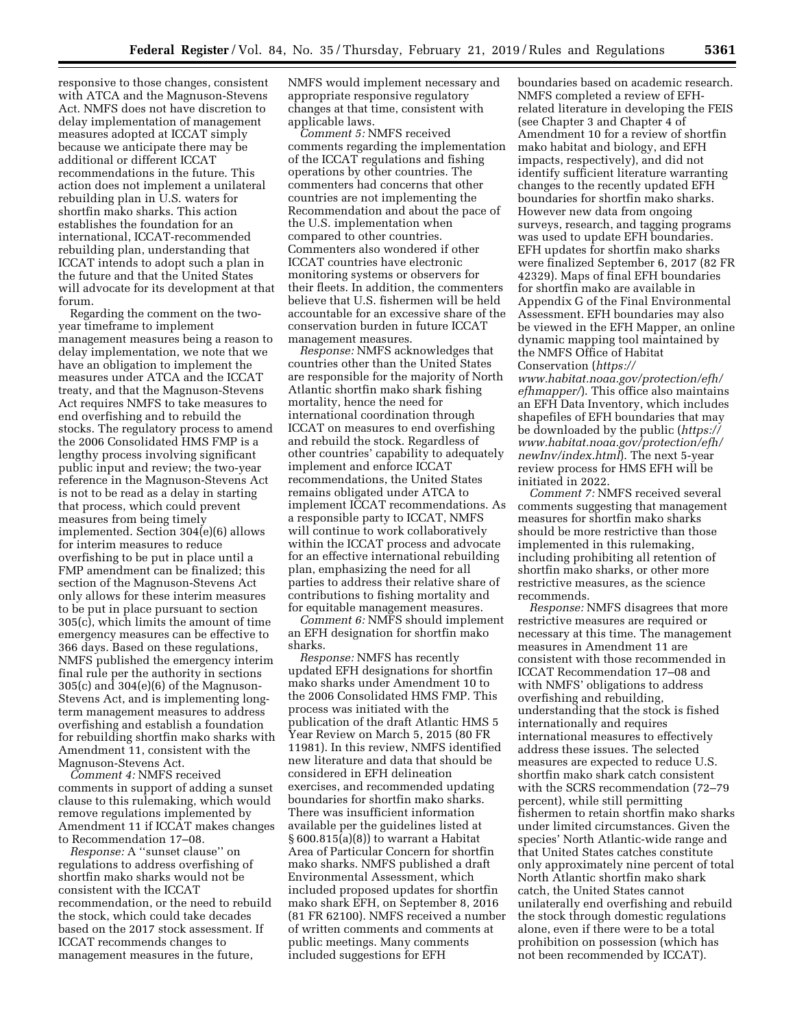responsive to those changes, consistent with ATCA and the Magnuson-Stevens Act. NMFS does not have discretion to delay implementation of management measures adopted at ICCAT simply because we anticipate there may be additional or different ICCAT recommendations in the future. This action does not implement a unilateral rebuilding plan in U.S. waters for shortfin mako sharks. This action establishes the foundation for an international, ICCAT-recommended rebuilding plan, understanding that ICCAT intends to adopt such a plan in the future and that the United States will advocate for its development at that forum.

Regarding the comment on the two-year timeframe to implement management measures being a reason to delay implementation, we note that we have an obligation to implement the measures under ATCA and the ICCAT treaty, and that the Magnuson-Stevens Act requires NMFS to take measures to end overfishing and to rebuild the stocks. The regulatory process to amend the 2006 Consolidated HMS FMP is a lengthy process involving significant public input and review; the two-year reference in the Magnuson-Stevens Act is not to be read as a delay in starting that process, which could prevent measures from being timely implemented. Section 304(e)(6) allows for interim measures to reduce overfishing to be put in place until a FMP amendment can be finalized; this section of the Magnuson-Stevens Act only allows for these interim measures to be put in place pursuant to section 305(c), which limits the amount of time emergency measures can be effective to 366 days. Based on these regulations, NMFS published the emergency interim final rule per the authority in sections 305(c) and 304(e)(6) of the Magnuson-Stevens Act, and is implementing long-term management measures to address overfishing and establish a foundation for rebuilding shortfin mako sharks with Amendment 11, consistent with the Magnuson-Stevens Act.

*Comment 4:* NMFS received comments in support of adding a sunset clause to this rulemaking, which would remove regulations implemented by Amendment 11 if ICCAT makes changes to Recommendation 17–08.

*Response:* A ''sunset clause'' on regulations to address overfishing of shortfin mako sharks would not be consistent with the ICCAT recommendation, or the need to rebuild the stock, which could take decades based on the 2017 stock assessment. If ICCAT recommends changes to management measures in the future, NMFS would implement necessary and appropriate responsive regulatory changes at that time, consistent with applicable laws.

*Comment 5:* NMFS received comments regarding the implementation of the ICCAT regulations and fishing operations by other countries. The commenters had concerns that other countries are not implementing the Recommendation and about the pace of the U.S. implementation when compared to other countries. Commenters also wondered if other ICCAT countries have electronic monitoring systems or observers for their fleets. In addition, the commenters believe that U.S. fishermen will be held accountable for an excessive share of the conservation burden in future ICCAT management measures.

*Response:* NMFS acknowledges that countries other than the United States are responsible for the majority of North Atlantic shortfin mako shark fishing mortality, hence the need for international coordination through ICCAT on measures to end overfishing and rebuild the stock. Regardless of other countries' capability to adequately implement and enforce ICCAT recommendations, the United States remains obligated under ATCA to implement ICCAT recommendations. As a responsible party to ICCAT, NMFS will continue to work collaboratively within the ICCAT process and advocate for an effective international rebuilding plan, emphasizing the need for all parties to address their relative share of contributions to fishing mortality and for equitable management measures.

*Comment 6:* NMFS should implement an EFH designation for shortfin mako sharks.

*Response:* NMFS has recently updated EFH designations for shortfin mako sharks under Amendment 10 to the 2006 Consolidated HMS FMP. This process was initiated with the publication of the draft Atlantic HMS 5 Year Review on March 5, 2015 (80 FR 11981). In this review, NMFS identified new literature and data that should be considered in EFH delineation exercises, and recommended updating boundaries for shortfin mako sharks. There was insufficient information available per the guidelines listed at § 600.815(a)(8)) to warrant a Habitat Area of Particular Concern for shortfin mako sharks. NMFS published a draft Environmental Assessment, which included proposed updates for shortfin mako shark EFH, on September 8, 2016 (81 FR 62100). NMFS received a number of written comments and comments at public meetings. Many comments included suggestions for EFH boundaries based on academic research. NMFS completed a review of EFH-related literature in developing the FEIS (see Chapter 3 and Chapter 4 of Amendment 10 for a review of shortfin mako habitat and biology, and EFH impacts, respectively), and did not identify sufficient literature warranting changes to the recently updated EFH boundaries for shortfin mako sharks. However new data from ongoing surveys, research, and tagging programs was used to update EFH boundaries. EFH updates for shortfin mako sharks were finalized September 6, 2017 (82 FR 42329). Maps of final EFH boundaries for shortfin mako are available in Appendix G of the Final Environmental Assessment. EFH boundaries may also be viewed in the EFH Mapper, an online dynamic mapping tool maintained by the NMFS Office of Habitat Conservation (*https://www.habitat.noaa.gov/protection/efh/efhmapper/*). This office also maintains an EFH Data Inventory, which includes shapefiles of EFH boundaries that may be downloaded by the public (*https://www.habitat.noaa.gov/protection/efh/newInv/index.html*). The next 5-year review process for HMS EFH will be initiated in 2022.

*Comment 7:* NMFS received several comments suggesting that management measures for shortfin mako sharks should be more restrictive than those implemented in this rulemaking, including prohibiting all retention of shortfin mako sharks, or other more restrictive measures, as the science recommends.

*Response:* NMFS disagrees that more restrictive measures are required or necessary at this time. The management measures in Amendment 11 are consistent with those recommended in ICCAT Recommendation 17–08 and with NMFS' obligations to address overfishing and rebuilding, understanding that the stock is fished internationally and requires international measures to effectively address these issues. The selected measures are expected to reduce U.S. shortfin mako shark catch consistent with the SCRS recommendation (72–79 percent), while still permitting fishermen to retain shortfin mako sharks under limited circumstances. Given the species' North Atlantic-wide range and that United States catches constitute only approximately nine percent of total North Atlantic shortfin mako shark catch, the United States cannot unilaterally end overfishing and rebuild the stock through domestic regulations alone, even if there were to be a total prohibition on possession (which has not been recommended by ICCAT).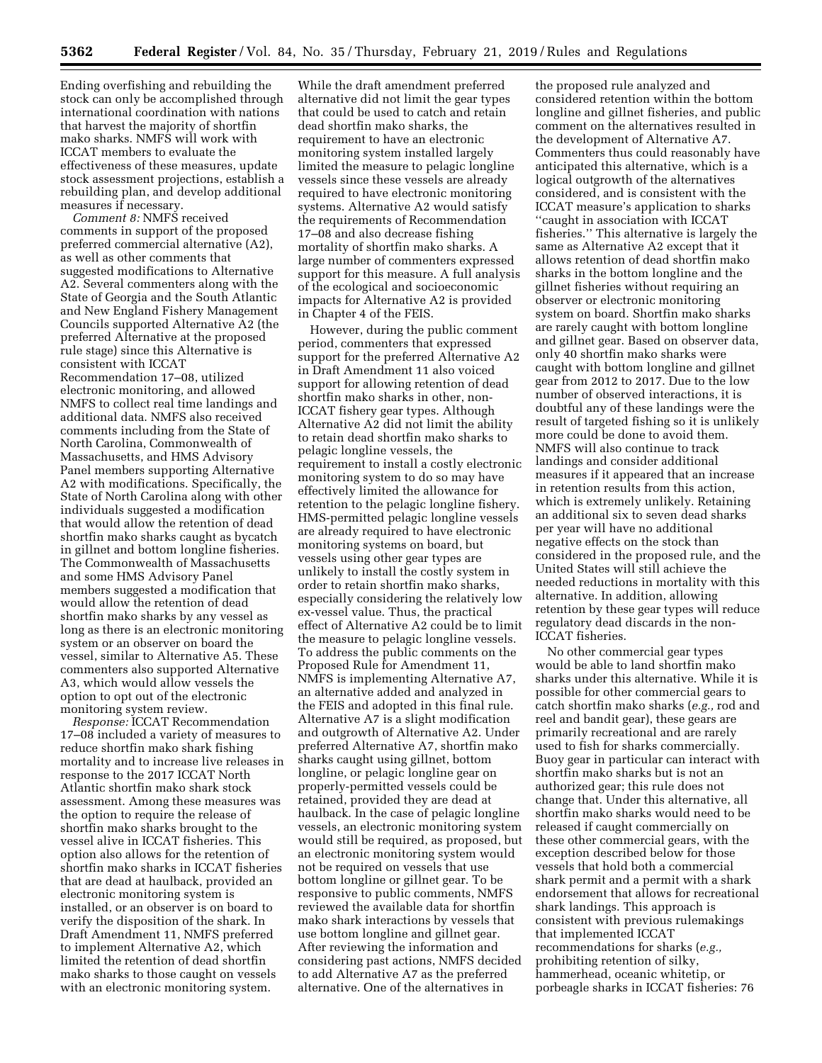Ending overfishing and rebuilding the stock can only be accomplished through international coordination with nations that harvest the majority of shortfin mako sharks. NMFS will work with ICCAT members to evaluate the effectiveness of these measures, update stock assessment projections, establish a rebuilding plan, and develop additional measures if necessary.

*Comment 8:* NMFS received comments in support of the proposed preferred commercial alternative (A2), as well as other comments that suggested modifications to Alternative A2. Several commenters along with the State of Georgia and the South Atlantic and New England Fishery Management Councils supported Alternative A2 (the preferred Alternative at the proposed rule stage) since this Alternative is consistent with ICCAT Recommendation 17–08, utilized electronic monitoring, and allowed NMFS to collect real time landings and additional data. NMFS also received comments including from the State of North Carolina, Commonwealth of Massachusetts, and HMS Advisory Panel members supporting Alternative A2 with modifications. Specifically, the State of North Carolina along with other individuals suggested a modification that would allow the retention of dead shortfin mako sharks caught as bycatch in gillnet and bottom longline fisheries. The Commonwealth of Massachusetts and some HMS Advisory Panel members suggested a modification that would allow the retention of dead shortfin mako sharks by any vessel as long as there is an electronic monitoring system or an observer on board the vessel, similar to Alternative A5. These commenters also supported Alternative A3, which would allow vessels the option to opt out of the electronic monitoring system review.

*Response:* ICCAT Recommendation 17–08 included a variety of measures to reduce shortfin mako shark fishing mortality and to increase live releases in response to the 2017 ICCAT North Atlantic shortfin mako shark stock assessment. Among these measures was the option to require the release of shortfin mako sharks brought to the vessel alive in ICCAT fisheries. This option also allows for the retention of shortfin mako sharks in ICCAT fisheries that are dead at haulback, provided an electronic monitoring system is installed, or an observer is on board to verify the disposition of the shark. In Draft Amendment 11, NMFS preferred to implement Alternative A2, which limited the retention of dead shortfin mako sharks to those caught on vessels with an electronic monitoring system. While the draft amendment preferred alternative did not limit the gear types that could be used to catch and retain dead shortfin mako sharks, the requirement to have an electronic monitoring system installed largely limited the measure to pelagic longline vessels since these vessels are already required to have electronic monitoring systems. Alternative A2 would satisfy the requirements of Recommendation 17–08 and also decrease fishing mortality of shortfin mako sharks. A large number of commenters expressed support for this measure. A full analysis of the ecological and socioeconomic impacts for Alternative A2 is provided in Chapter 4 of the FEIS.

However, during the public comment period, commenters that expressed support for the preferred Alternative A2 in Draft Amendment 11 also voiced support for allowing retention of dead shortfin mako sharks in other, non-ICCAT fishery gear types. Although Alternative A2 did not limit the ability to retain dead shortfin mako sharks to pelagic longline vessels, the requirement to install a costly electronic monitoring system to do so may have effectively limited the allowance for retention to the pelagic longline fishery. HMS-permitted pelagic longline vessels are already required to have electronic monitoring systems on board, but vessels using other gear types are unlikely to install the costly system in order to retain shortfin mako sharks, especially considering the relatively low ex-vessel value. Thus, the practical effect of Alternative A2 could be to limit the measure to pelagic longline vessels. To address the public comments on the Proposed Rule for Amendment 11, NMFS is implementing Alternative A7, an alternative added and analyzed in the FEIS and adopted in this final rule. Alternative A7 is a slight modification and outgrowth of Alternative A2. Under preferred Alternative A7, shortfin mako sharks caught using gillnet, bottom longline, or pelagic longline gear on properly-permitted vessels could be retained, provided they are dead at haulback. In the case of pelagic longline vessels, an electronic monitoring system would still be required, as proposed, but an electronic monitoring system would not be required on vessels that use bottom longline or gillnet gear. To be responsive to public comments, NMFS reviewed the available data for shortfin mako shark interactions by vessels that use bottom longline and gillnet gear. After reviewing the information and considering past actions, NMFS decided to add Alternative A7 as the preferred alternative. One of the alternatives in the proposed rule analyzed and considered retention within the bottom longline and gillnet fisheries, and public comment on the alternatives resulted in the development of Alternative A7. Commenters thus could reasonably have anticipated this alternative, which is a logical outgrowth of the alternatives considered, and is consistent with the ICCAT measure's application to sharks "caught in association with ICCAT fisheries." This alternative is largely the same as Alternative A2 except that it allows retention of dead shortfin mako sharks in the bottom longline and the gillnet fisheries without requiring an observer or electronic monitoring system on board. Shortfin mako sharks are rarely caught with bottom longline and gillnet gear. Based on observer data, only 40 shortfin mako sharks were caught with bottom longline and gillnet gear from 2012 to 2017. Due to the low number of observed interactions, it is doubtful any of these landings were the result of targeted fishing so it is unlikely more could be done to avoid them. NMFS will also continue to track landings and consider additional measures if it appeared that an increase in retention results from this action, which is extremely unlikely. Retaining an additional six to seven dead sharks per year will have no additional negative effects on the stock than considered in the proposed rule, and the United States will still achieve the needed reductions in mortality with this alternative. In addition, allowing retention by these gear types will reduce regulatory dead discards in the non-ICCAT fisheries.

No other commercial gear types would be able to land shortfin mako sharks under this alternative. While it is possible for other commercial gears to catch shortfin mako sharks (*e.g.,* rod and reel and bandit gear), these gears are primarily recreational and are rarely used to fish for sharks commercially. Buoy gear in particular can interact with shortfin mako sharks but is not an authorized gear; this rule does not change that. Under this alternative, all shortfin mako sharks would need to be released if caught commercially on these other commercial gears, with the exception described below for those vessels that hold both a commercial shark permit and a permit with a shark endorsement that allows for recreational shark landings. This approach is consistent with previous rulemakings that implemented ICCAT recommendations for sharks (*e.g.,* prohibiting retention of silky, hammerhead, oceanic whitetip, or porbeagle sharks in ICCAT fisheries: 76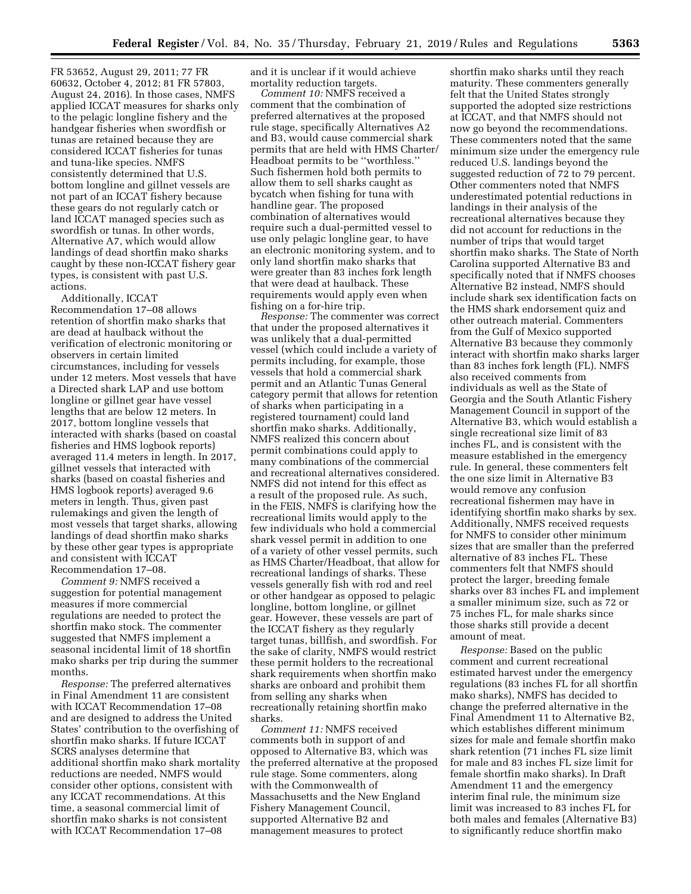FR 53652, August 29, 2011; 77 FR 60632, October 4, 2012; 81 FR 57803, August 24, 2016). In those cases, NMFS applied ICCAT measures for sharks only to the pelagic longline fishery and the handgear fisheries when swordfish or tunas are retained because they are considered ICCAT fisheries for tunas and tuna-like species. NMFS consistently determined that U.S. bottom longline and gillnet vessels are not part of an ICCAT fishery because these gears do not regularly catch or land ICCAT managed species such as swordfish or tunas. In other words, Alternative A7, which would allow landings of dead shortfin mako sharks caught by these non-ICCAT fishery gear types, is consistent with past U.S. actions.

Additionally, ICCAT Recommendation 17–08 allows retention of shortfin mako sharks that are dead at haulback without the verification of electronic monitoring or observers in certain limited circumstances, including for vessels under 12 meters. Most vessels that have a Directed shark LAP and use bottom longline or gillnet gear have vessel lengths that are below 12 meters. In 2017, bottom longline vessels that interacted with sharks (based on coastal fisheries and HMS logbook reports) averaged 11.4 meters in length. In 2017, gillnet vessels that interacted with sharks (based on coastal fisheries and HMS logbook reports) averaged 9.6 meters in length. Thus, given past rulemakings and given the length of most vessels that target sharks, allowing landings of dead shortfin mako sharks by these other gear types is appropriate and consistent with ICCAT Recommendation 17–08.

*Comment 9:* NMFS received a suggestion for potential management measures if more commercial regulations are needed to protect the shortfin mako stock. The commenter suggested that NMFS implement a seasonal incidental limit of 18 shortfin mako sharks per trip during the summer months.

*Response:* The preferred alternatives in Final Amendment 11 are consistent with ICCAT Recommendation 17–08 and are designed to address the United States' contribution to the overfishing of shortfin mako sharks. If future ICCAT SCRS analyses determine that additional shortfin mako shark mortality reductions are needed, NMFS would consider other options, consistent with any ICCAT recommendations. At this time, a seasonal commercial limit of shortfin mako sharks is not consistent with ICCAT Recommendation 17–08 and it is unclear if it would achieve mortality reduction targets.

*Comment 10:* NMFS received a comment that the combination of preferred alternatives at the proposed rule stage, specifically Alternatives A2 and B3, would cause commercial shark permits that are held with HMS Charter/Headboat permits to be "worthless." Such fishermen hold both permits to allow them to sell sharks caught as bycatch when fishing for tuna with handline gear. The proposed combination of alternatives would require such a dual-permitted vessel to use only pelagic longline gear, to have an electronic monitoring system, and to only land shortfin mako sharks that were greater than 83 inches fork length that were dead at haulback. These requirements would apply even when fishing on a for-hire trip.

*Response:* The commenter was correct that under the proposed alternatives it was unlikely that a dual-permitted vessel (which could include a variety of permits including, for example, those vessels that hold a commercial shark permit and an Atlantic Tunas General category permit that allows for retention of sharks when participating in a registered tournament) could land shortfin mako sharks. Additionally, NMFS realized this concern about permit combinations could apply to many combinations of the commercial and recreational alternatives considered. NMFS did not intend for this effect as a result of the proposed rule. As such, in the FEIS, NMFS is clarifying how the recreational limits would apply to the few individuals who hold a commercial shark vessel permit in addition to one of a variety of other vessel permits, such as HMS Charter/Headboat, that allow for recreational landings of sharks. These vessels generally fish with rod and reel or other handgear as opposed to pelagic longline, bottom longline, or gillnet gear. However, these vessels are part of the ICCAT fishery as they regularly target tunas, billfish, and swordfish. For the sake of clarity, NMFS would restrict these permit holders to the recreational shark requirements when shortfin mako sharks are onboard and prohibit them from selling any sharks when recreationally retaining shortfin mako sharks.

*Comment 11:* NMFS received comments both in support of and opposed to Alternative B3, which was the preferred alternative at the proposed rule stage. Some commenters, along with the Commonwealth of Massachusetts and the New England Fishery Management Council, supported Alternative B2 and management measures to protect shortfin mako sharks until they reach maturity. These commenters generally felt that the United States strongly supported the adopted size restrictions at ICCAT, and that NMFS should not now go beyond the recommendations. These commenters noted that the same minimum size under the emergency rule reduced U.S. landings beyond the suggested reduction of 72 to 79 percent. Other commenters noted that NMFS underestimated potential reductions in landings in their analysis of the recreational alternatives because they did not account for reductions in the number of trips that would target shortfin mako sharks. The State of North Carolina supported Alternative B3 and specifically noted that if NMFS chooses Alternative B2 instead, NMFS should include shark sex identification facts on the HMS shark endorsement quiz and other outreach material. Commenters from the Gulf of Mexico supported Alternative B3 because they commonly interact with shortfin mako sharks larger than 83 inches fork length (FL). NMFS also received comments from individuals as well as the State of Georgia and the South Atlantic Fishery Management Council in support of the Alternative B3, which would establish a single recreational size limit of 83 inches FL, and is consistent with the measure established in the emergency rule. In general, these commenters felt the one size limit in Alternative B3 would remove any confusion recreational fishermen may have in identifying shortfin mako sharks by sex. Additionally, NMFS received requests for NMFS to consider other minimum sizes that are smaller than the preferred alternative of 83 inches FL. These commenters felt that NMFS should protect the larger, breeding female sharks over 83 inches FL and implement a smaller minimum size, such as 72 or 75 inches FL, for male sharks since those sharks still provide a decent amount of meat.

*Response:* Based on the public comment and current recreational estimated harvest under the emergency regulations (83 inches FL for all shortfin mako sharks), NMFS has decided to change the preferred alternative in the Final Amendment 11 to Alternative B2, which establishes different minimum sizes for male and female shortfin mako shark retention (71 inches FL size limit for male and 83 inches FL size limit for female shortfin mako sharks). In Draft Amendment 11 and the emergency interim final rule, the minimum size limit was increased to 83 inches FL for both males and females (Alternative B3) to significantly reduce shortfin mako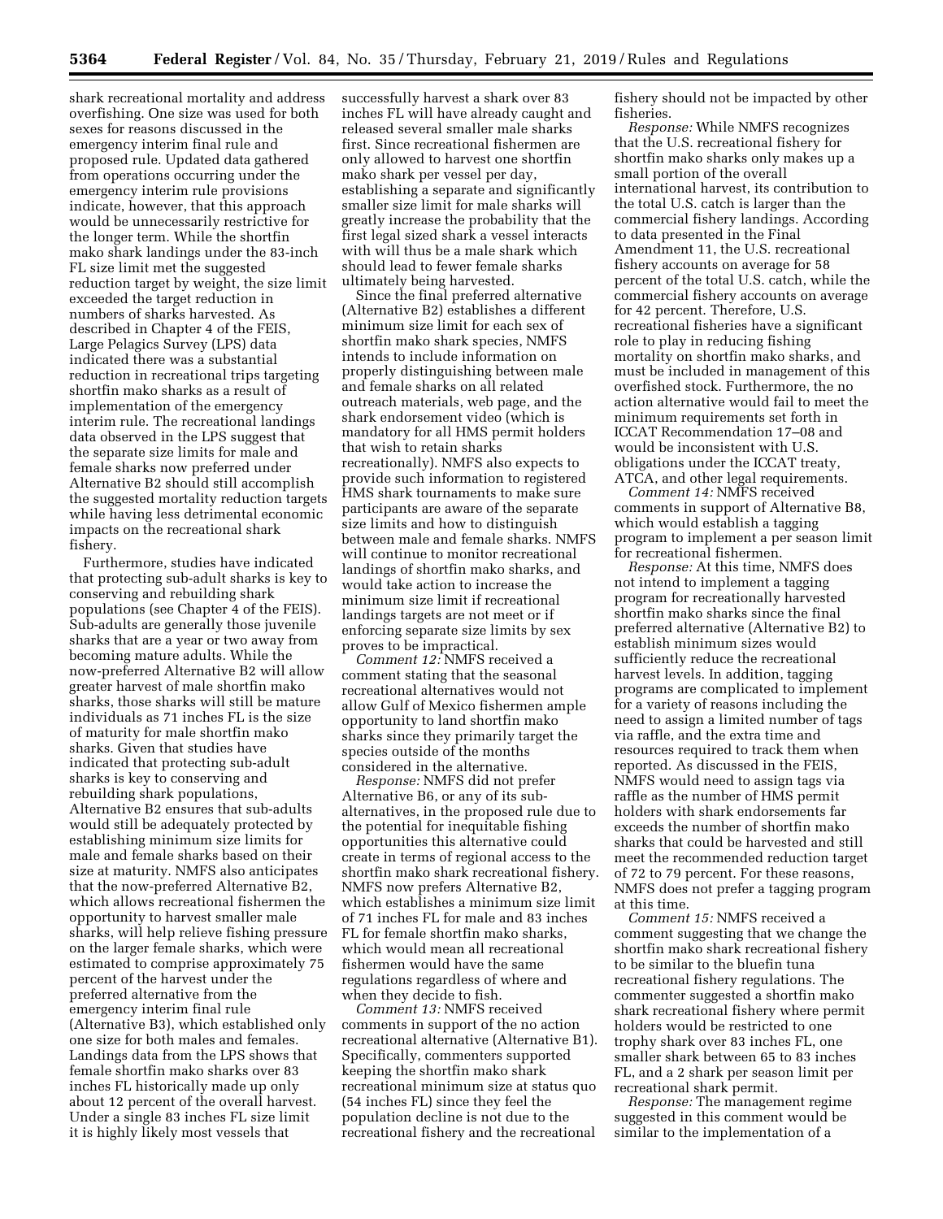shark recreational mortality and address overfishing. One size was used for both sexes for reasons discussed in the emergency interim final rule and proposed rule. Updated data gathered from operations occurring under the emergency interim rule provisions indicate, however, that this approach would be unnecessarily restrictive for the longer term. While the shortfin mako shark landings under the 83-inch FL size limit met the suggested reduction target by weight, the size limit exceeded the target reduction in numbers of sharks harvested. As described in Chapter 4 of the FEIS, Large Pelagics Survey (LPS) data indicated there was a substantial reduction in recreational trips targeting shortfin mako sharks as a result of implementation of the emergency interim rule. The recreational landings data observed in the LPS suggest that the separate size limits for male and female sharks now preferred under Alternative B2 should still accomplish the suggested mortality reduction targets while having less detrimental economic impacts on the recreational shark fishery.

Furthermore, studies have indicated that protecting sub-adult sharks is key to conserving and rebuilding shark populations (see Chapter 4 of the FEIS). Sub-adults are generally those juvenile sharks that are a year or two away from becoming mature adults. While the now-preferred Alternative B2 will allow greater harvest of male shortfin mako sharks, those sharks will still be mature individuals as 71 inches FL is the size of maturity for male shortfin mako sharks. Given that studies have indicated that protecting sub-adult sharks is key to conserving and rebuilding shark populations, Alternative B2 ensures that sub-adults would still be adequately protected by establishing minimum size limits for male and female sharks based on their size at maturity. NMFS also anticipates that the now-preferred Alternative B2, which allows recreational fishermen the opportunity to harvest smaller male sharks, will help relieve fishing pressure on the larger female sharks, which were estimated to comprise approximately 75 percent of the harvest under the preferred alternative from the emergency interim final rule (Alternative B3), which established only one size for both males and females. Landings data from the LPS shows that female shortfin mako sharks over 83 inches FL historically made up only about 12 percent of the overall harvest. Under a single 83 inches FL size limit it is highly likely most vessels that successfully harvest a shark over 83 inches FL will have already caught and released several smaller male sharks first. Since recreational fishermen are only allowed to harvest one shortfin mako shark per vessel per day, establishing a separate and significantly smaller size limit for male sharks will greatly increase the probability that the first legal sized shark a vessel interacts with will thus be a male shark which should lead to fewer female sharks ultimately being harvested.

Since the final preferred alternative (Alternative B2) establishes a different minimum size limit for each sex of shortfin mako shark species, NMFS intends to include information on properly distinguishing between male and female sharks on all related outreach materials, web page, and the shark endorsement video (which is mandatory for all HMS permit holders that wish to retain sharks recreationally). NMFS also expects to provide such information to registered HMS shark tournaments to make sure participants are aware of the separate size limits and how to distinguish between male and female sharks. NMFS will continue to monitor recreational landings of shortfin mako sharks, and would take action to increase the minimum size limit if recreational landings targets are not meet or if enforcing separate size limits by sex proves to be impractical.

*Comment 12:* NMFS received a comment stating that the seasonal recreational alternatives would not allow Gulf of Mexico fishermen ample opportunity to land shortfin mako sharks since they primarily target the species outside of the months considered in the alternative.

*Response:* NMFS did not prefer Alternative B6, or any of its sub-alternatives, in the proposed rule due to the potential for inequitable fishing opportunities this alternative could create in terms of regional access to the shortfin mako shark recreational fishery. NMFS now prefers Alternative B2, which establishes a minimum size limit of 71 inches FL for male and 83 inches FL for female shortfin mako sharks, which would mean all recreational fishermen would have the same regulations regardless of where and when they decide to fish.

*Comment 13:* NMFS received comments in support of the no action recreational alternative (Alternative B1). Specifically, commenters supported keeping the shortfin mako shark recreational minimum size at status quo (54 inches FL) since they feel the population decline is not due to the recreational fishery and the recreational fishery should not be impacted by other fisheries.

*Response:* While NMFS recognizes that the U.S. recreational fishery for shortfin mako sharks only makes up a small portion of the overall international harvest, its contribution to the total U.S. catch is larger than the commercial fishery landings. According to data presented in the Final Amendment 11, the U.S. recreational fishery accounts on average for 58 percent of the total U.S. catch, while the commercial fishery accounts on average for 42 percent. Therefore, U.S. recreational fisheries have a significant role to play in reducing fishing mortality on shortfin mako sharks, and must be included in management of this overfished stock. Furthermore, the no action alternative would fail to meet the minimum requirements set forth in ICCAT Recommendation 17–08 and would be inconsistent with U.S. obligations under the ICCAT treaty, ATCA, and other legal requirements.

*Comment 14:* NMFS received comments in support of Alternative B8, which would establish a tagging program to implement a per season limit for recreational fishermen.

*Response:* At this time, NMFS does not intend to implement a tagging program for recreationally harvested shortfin mako sharks since the final preferred alternative (Alternative B2) to establish minimum sizes would sufficiently reduce the recreational harvest levels. In addition, tagging programs are complicated to implement for a variety of reasons including the need to assign a limited number of tags via raffle, and the extra time and resources required to track them when reported. As discussed in the FEIS, NMFS would need to assign tags via raffle as the number of HMS permit holders with shark endorsements far exceeds the number of shortfin mako sharks that could be harvested and still meet the recommended reduction target of 72 to 79 percent. For these reasons, NMFS does not prefer a tagging program at this time.

*Comment 15:* NMFS received a comment suggesting that we change the shortfin mako shark recreational fishery to be similar to the bluefin tuna recreational fishery regulations. The commenter suggested a shortfin mako shark recreational fishery where permit holders would be restricted to one trophy shark over 83 inches FL, one smaller shark between 65 to 83 inches FL, and a 2 shark per season limit per recreational shark permit.

*Response:* The management regime suggested in this comment would be similar to the implementation of a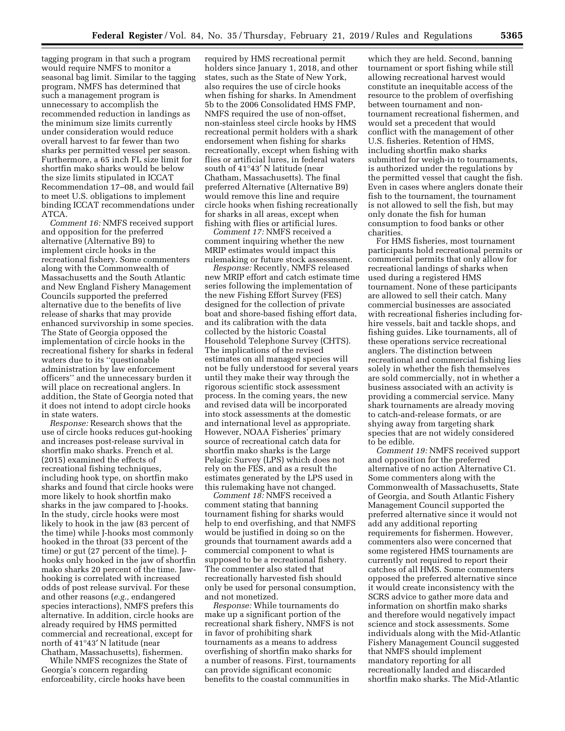tagging program in that such a program would require NMFS to monitor a seasonal bag limit. Similar to the tagging program, NMFS has determined that such a management program is unnecessary to accomplish the recommended reduction in landings as the minimum size limits currently under consideration would reduce overall harvest to far fewer than two sharks per permitted vessel per season. Furthermore, a 65 inch FL size limit for shortfin mako sharks would be below the size limits stipulated in ICCAT Recommendation 17–08, and would fail to meet U.S. obligations to implement binding ICCAT recommendations under ATCA.

*Comment 16:* NMFS received support and opposition for the preferred alternative (Alternative B9) to implement circle hooks in the recreational fishery. Some commenters along with the Commonwealth of Massachusetts and the South Atlantic and New England Fishery Management Councils supported the preferred alternative due to the benefits of live release of sharks that may provide enhanced survivorship in some species. The State of Georgia opposed the implementation of circle hooks in the recreational fishery for sharks in federal waters due to its ''questionable administration by law enforcement officers'' and the unnecessary burden it will place on recreational anglers. In addition, the State of Georgia noted that it does not intend to adopt circle hooks in state waters.

*Response:* Research shows that the use of circle hooks reduces gut-hooking and increases post-release survival in shortfin mako sharks. French et al. (2015) examined the effects of recreational fishing techniques, including hook type, on shortfin mako sharks and found that circle hooks were more likely to hook shortfin mako sharks in the jaw compared to J-hooks. In the study, circle hooks were most likely to hook in the jaw (83 percent of the time) while J-hooks most commonly hooked in the throat (33 percent of the time) or gut (27 percent of the time). J-hooks only hooked in the jaw of shortfin mako sharks 20 percent of the time. Jaw-hooking is correlated with increased odds of post release survival. For these and other reasons (*e.g.,* endangered species interactions), NMFS prefers this alternative. In addition, circle hooks are already required by HMS permitted commercial and recreational, except for north of 41°43′ N latitude (near Chatham, Massachusetts), fishermen.

While NMFS recognizes the State of Georgia's concern regarding enforceability, circle hooks have been required by HMS recreational permit holders since January 1, 2018, and other states, such as the State of New York, also requires the use of circle hooks when fishing for sharks. In Amendment 5b to the 2006 Consolidated HMS FMP, NMFS required the use of non-offset, non-stainless steel circle hooks by HMS recreational permit holders with a shark endorsement when fishing for sharks recreationally, except when fishing with flies or artificial lures, in federal waters south of 41°43′ N latitude (near Chatham, Massachusetts). The final preferred Alternative (Alternative B9) would remove this line and require circle hooks when fishing recreationally for sharks in all areas, except when fishing with flies or artificial lures.

*Comment 17:* NMFS received a comment inquiring whether the new MRIP estimates would impact this rulemaking or future stock assessment.

*Response:* Recently, NMFS released new MRIP effort and catch estimate time series following the implementation of the new Fishing Effort Survey (FES) designed for the collection of private boat and shore-based fishing effort data, and its calibration with the data collected by the historic Coastal Household Telephone Survey (CHTS). The implications of the revised estimates on all managed species will not be fully understood for several years until they make their way through the rigorous scientific stock assessment process. In the coming years, the new and revised data will be incorporated into stock assessments at the domestic and international level as appropriate. However, NOAA Fisheries' primary source of recreational catch data for shortfin mako sharks is the Large Pelagic Survey (LPS) which does not rely on the FES, and as a result the estimates generated by the LPS used in this rulemaking have not changed.

*Comment 18:* NMFS received a comment stating that banning tournament fishing for sharks would help to end overfishing, and that NMFS would be justified in doing so on the grounds that tournament awards add a commercial component to what is supposed to be a recreational fishery. The commenter also stated that recreationally harvested fish should only be used for personal consumption, and not monetized.

*Response:* While tournaments do make up a significant portion of the recreational shark fishery, NMFS is not in favor of prohibiting shark tournaments as a means to address overfishing of shortfin mako sharks for a number of reasons. First, tournaments can provide significant economic benefits to the coastal communities in which they are held. Second, banning tournament or sport fishing while still allowing recreational harvest would constitute an inequitable access of the resource to the problem of overfishing between tournament and non-tournament recreational fishermen, and would set a precedent that would conflict with the management of other U.S. fisheries. Retention of HMS, including shortfin mako sharks submitted for weigh-in to tournaments, is authorized under the regulations by the permitted vessel that caught the fish. Even in cases where anglers donate their fish to the tournament, the tournament is not allowed to sell the fish, but may only donate the fish for human consumption to food banks or other charities.

For HMS fisheries, most tournament participants hold recreational permits or commercial permits that only allow for recreational landings of sharks when used during a registered HMS tournament. None of these participants are allowed to sell their catch. Many commercial businesses are associated with recreational fisheries including for-hire vessels, bait and tackle shops, and fishing guides. Like tournaments, all of these operations service recreational anglers. The distinction between recreational and commercial fishing lies solely in whether the fish themselves are sold commercially, not in whether a business associated with an activity is providing a commercial service. Many shark tournaments are already moving to catch-and-release formats, or are shying away from targeting shark species that are not widely considered to be edible.

*Comment 19:* NMFS received support and opposition for the preferred alternative of no action Alternative C1. Some commenters along with the Commonwealth of Massachusetts, State of Georgia, and South Atlantic Fishery Management Council supported the preferred alternative since it would not add any additional reporting requirements for fishermen. However, commenters also were concerned that some registered HMS tournaments are currently not required to report their catches of all HMS. Some commenters opposed the preferred alternative since it would create inconsistency with the SCRS advice to gather more data and information on shortfin mako sharks and therefore would negatively impact science and stock assessments. Some individuals along with the Mid-Atlantic Fishery Management Council suggested that NMFS should implement mandatory reporting for all recreationally landed and discarded shortfin mako sharks. The Mid-Atlantic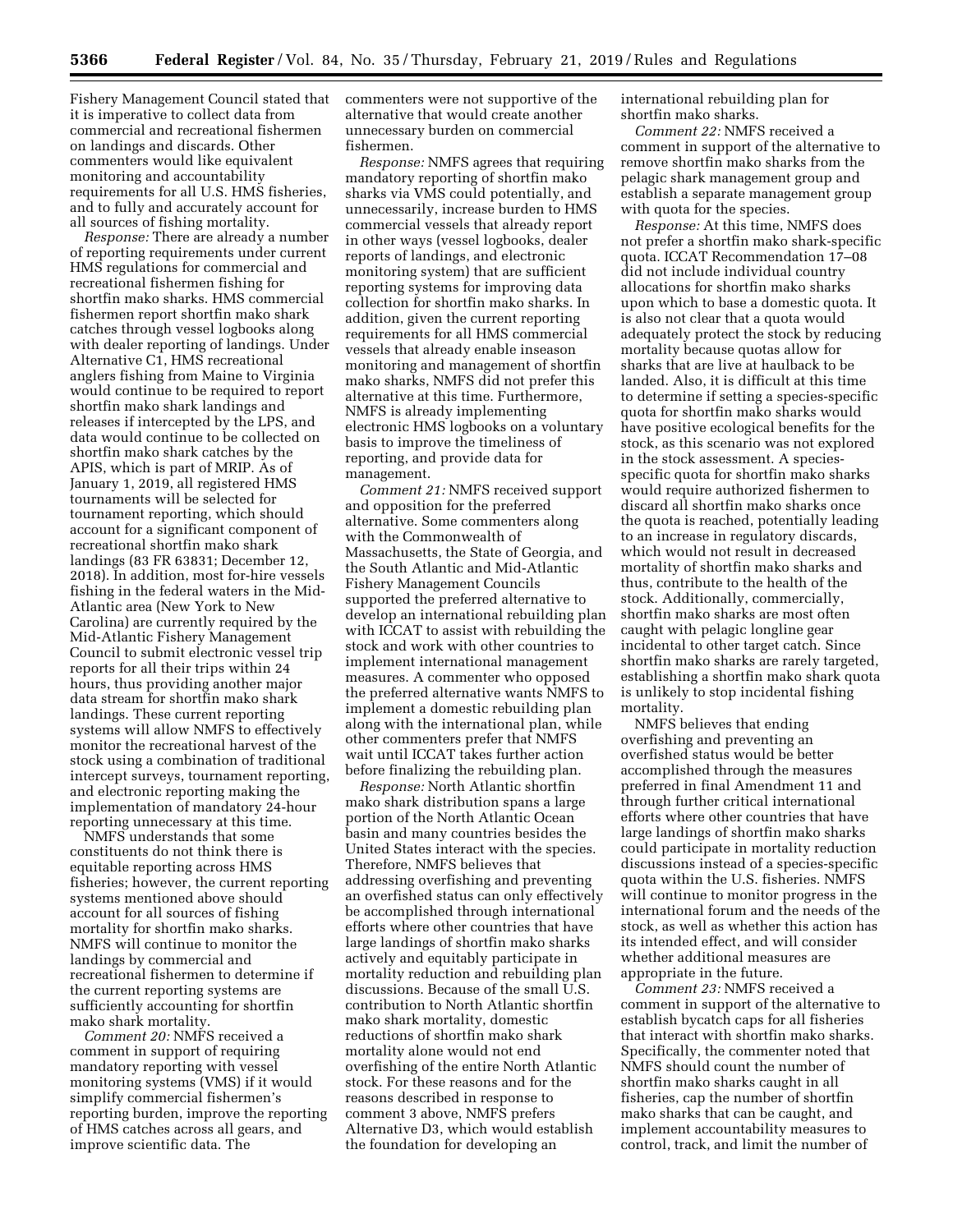Fishery Management Council stated that it is imperative to collect data from commercial and recreational fishermen on landings and discards. Other commenters would like equivalent monitoring and accountability requirements for all U.S. HMS fisheries, and to fully and accurately account for all sources of fishing mortality.

*Response:* There are already a number of reporting requirements under current HMS regulations for commercial and recreational fishermen fishing for shortfin mako sharks. HMS commercial fishermen report shortfin mako shark catches through vessel logbooks along with dealer reporting of landings. Under Alternative C1, HMS recreational anglers fishing from Maine to Virginia would continue to be required to report shortfin mako shark landings and releases if intercepted by the LPS, and data would continue to be collected on shortfin mako shark catches by the APIS, which is part of MRIP. As of January 1, 2019, all registered HMS tournaments will be selected for tournament reporting, which should account for a significant component of recreational shortfin mako shark landings (83 FR 63831; December 12, 2018). In addition, most for-hire vessels fishing in the federal waters in the Mid-Atlantic area (New York to New Carolina) are currently required by the Mid-Atlantic Fishery Management Council to submit electronic vessel trip reports for all their trips within 24 hours, thus providing another major data stream for shortfin mako shark landings. These current reporting systems will allow NMFS to effectively monitor the recreational harvest of the stock using a combination of traditional intercept surveys, tournament reporting, and electronic reporting making the implementation of mandatory 24-hour reporting unnecessary at this time.

NMFS understands that some constituents do not think there is equitable reporting across HMS fisheries; however, the current reporting systems mentioned above should account for all sources of fishing mortality for shortfin mako sharks. NMFS will continue to monitor the landings by commercial and recreational fishermen to determine if the current reporting systems are sufficiently accounting for shortfin mako shark mortality.

*Comment 20:* NMFS received a comment in support of requiring mandatory reporting with vessel monitoring systems (VMS) if it would simplify commercial fishermen's reporting burden, improve the reporting of HMS catches across all gears, and improve scientific data. The commenters were not supportive of the alternative that would create another unnecessary burden on commercial fishermen.

*Response:* NMFS agrees that requiring mandatory reporting of shortfin mako sharks via VMS could potentially, and unnecessarily, increase burden to HMS commercial vessels that already report in other ways (vessel logbooks, dealer reports of landings, and electronic monitoring system) that are sufficient reporting systems for improving data collection for shortfin mako sharks. In addition, given the current reporting requirements for all HMS commercial vessels that already enable inseason monitoring and management of shortfin mako sharks, NMFS did not prefer this alternative at this time. Furthermore, NMFS is already implementing electronic HMS logbooks on a voluntary basis to improve the timeliness of reporting, and provide data for management.

*Comment 21:* NMFS received support and opposition for the preferred alternative. Some commenters along with the Commonwealth of Massachusetts, the State of Georgia, and the South Atlantic and Mid-Atlantic Fishery Management Councils supported the preferred alternative to develop an international rebuilding plan with ICCAT to assist with rebuilding the stock and work with other countries to implement international management measures. A commenter who opposed the preferred alternative wants NMFS to implement a domestic rebuilding plan along with the international plan, while other commenters prefer that NMFS wait until ICCAT takes further action before finalizing the rebuilding plan.

*Response:* North Atlantic shortfin mako shark distribution spans a large portion of the North Atlantic Ocean basin and many countries besides the United States interact with the species. Therefore, NMFS believes that addressing overfishing and preventing an overfished status can only effectively be accomplished through international efforts where other countries that have large landings of shortfin mako sharks actively and equitably participate in mortality reduction and rebuilding plan discussions. Because of the small U.S. contribution to North Atlantic shortfin mako shark mortality, domestic reductions of shortfin mako shark mortality alone would not end overfishing of the entire North Atlantic stock. For these reasons and for the reasons described in response to comment 3 above, NMFS prefers Alternative D3, which would establish the foundation for developing an international rebuilding plan for shortfin mako sharks.

*Comment 22:* NMFS received a comment in support of the alternative to remove shortfin mako sharks from the pelagic shark management group and establish a separate management group with quota for the species.

*Response:* At this time, NMFS does not prefer a shortfin mako shark-specific quota. ICCAT Recommendation 17–08 did not include individual country allocations for shortfin mako sharks upon which to base a domestic quota. It is also not clear that a quota would adequately protect the stock by reducing mortality because quotas allow for sharks that are live at haulback to be landed. Also, it is difficult at this time to determine if setting a species-specific quota for shortfin mako sharks would have positive ecological benefits for the stock, as this scenario was not explored in the stock assessment. A species-specific quota for shortfin mako sharks would require authorized fishermen to discard all shortfin mako sharks once the quota is reached, potentially leading to an increase in regulatory discards, which would not result in decreased mortality of shortfin mako sharks and thus, contribute to the health of the stock. Additionally, commercially, shortfin mako sharks are most often caught with pelagic longline gear incidental to other target catch. Since shortfin mako sharks are rarely targeted, establishing a shortfin mako shark quota is unlikely to stop incidental fishing mortality.

NMFS believes that ending overfishing and preventing an overfished status would be better accomplished through the measures preferred in final Amendment 11 and through further critical international efforts where other countries that have large landings of shortfin mako sharks could participate in mortality reduction discussions instead of a species-specific quota within the U.S. fisheries. NMFS will continue to monitor progress in the international forum and the needs of the stock, as well as whether this action has its intended effect, and will consider whether additional measures are appropriate in the future.

*Comment 23:* NMFS received a comment in support of the alternative to establish bycatch caps for all fisheries that interact with shortfin mako sharks. Specifically, the commenter noted that NMFS should count the number of shortfin mako sharks caught in all fisheries, cap the number of shortfin mako sharks that can be caught, and implement accountability measures to control, track, and limit the number of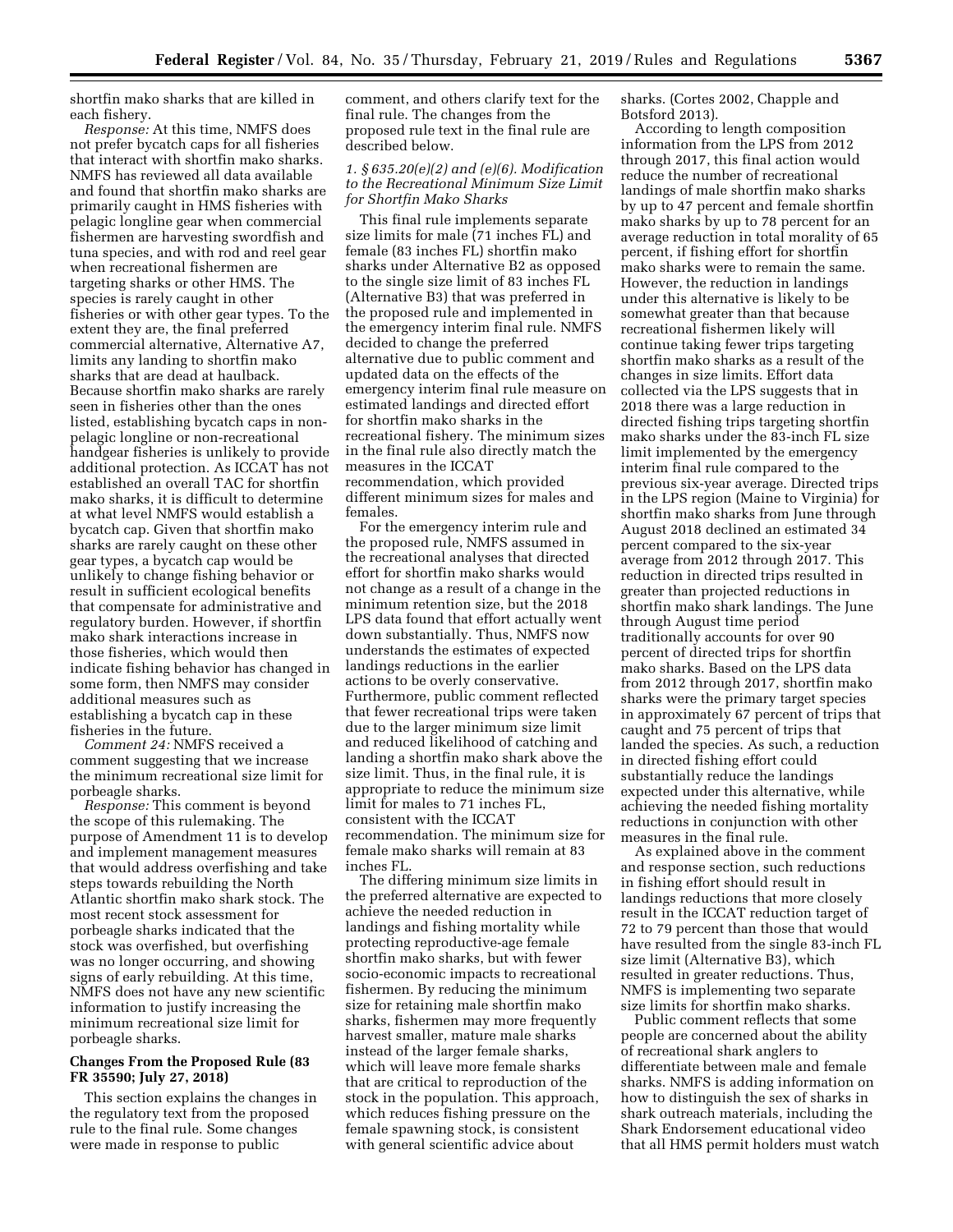shortfin mako sharks that are killed in each fishery.

*Response:* At this time, NMFS does not prefer bycatch caps for all fisheries that interact with shortfin mako sharks. NMFS has reviewed all data available and found that shortfin mako sharks are primarily caught in HMS fisheries with pelagic longline gear when commercial fishermen are harvesting swordfish and tuna species, and with rod and reel gear when recreational fishermen are targeting sharks or other HMS. The species is rarely caught in other fisheries or with other gear types. To the extent they are, the final preferred commercial alternative, Alternative A7, limits any landing to shortfin mako sharks that are dead at haulback. Because shortfin mako sharks are rarely seen in fisheries other than the ones listed, establishing bycatch caps in non-pelagic longline or non-recreational handgear fisheries is unlikely to provide additional protection. As ICCAT has not established an overall TAC for shortfin mako sharks, it is difficult to determine at what level NMFS would establish a bycatch cap. Given that shortfin mako sharks are rarely caught on these other gear types, a bycatch cap would be unlikely to change fishing behavior or result in sufficient ecological benefits that compensate for administrative and regulatory burden. However, if shortfin mako shark interactions increase in those fisheries, which would then indicate fishing behavior has changed in some form, then NMFS may consider additional measures such as establishing a bycatch cap in these fisheries in the future.

*Comment 24:* NMFS received a comment suggesting that we increase the minimum recreational size limit for porbeagle sharks.

*Response:* This comment is beyond the scope of this rulemaking. The purpose of Amendment 11 is to develop and implement management measures that would address overfishing and take steps towards rebuilding the North Atlantic shortfin mako shark stock. The most recent stock assessment for porbeagle sharks indicated that the stock was overfished, but overfishing was no longer occurring, and showing signs of early rebuilding. At this time, NMFS does not have any new scientific information to justify increasing the minimum recreational size limit for porbeagle sharks.

## Changes From the Proposed Rule (83 FR 35590; July 27, 2018)

This section explains the changes in the regulatory text from the proposed rule to the final rule. Some changes were made in response to public comment, and others clarify text for the final rule. The changes from the proposed rule text in the final rule are described below.

### *1. § 635.20(e)(2) and (e)(6). Modification to the Recreational Minimum Size Limit for Shortfin Mako Sharks*

This final rule implements separate size limits for male (71 inches FL) and female (83 inches FL) shortfin mako sharks under Alternative B2 as opposed to the single size limit of 83 inches FL (Alternative B3) that was preferred in the proposed rule and implemented in the emergency interim final rule. NMFS decided to change the preferred alternative due to public comment and updated data on the effects of the emergency interim final rule measure on estimated landings and directed effort for shortfin mako sharks in the recreational fishery. The minimum sizes in the final rule also directly match the measures in the ICCAT recommendation, which provided different minimum sizes for males and females.

For the emergency interim rule and the proposed rule, NMFS assumed in the recreational analyses that directed effort for shortfin mako sharks would not change as a result of a change in the minimum retention size, but the 2018 LPS data found that effort actually went down substantially. Thus, NMFS now understands the estimates of expected landings reductions in the earlier actions to be overly conservative. Furthermore, public comment reflected that fewer recreational trips were taken due to the larger minimum size limit and reduced likelihood of catching and landing a shortfin mako shark above the size limit. Thus, in the final rule, it is appropriate to reduce the minimum size limit for males to 71 inches FL, consistent with the ICCAT recommendation. The minimum size for female mako sharks will remain at 83 inches FL.

The differing minimum size limits in the preferred alternative are expected to achieve the needed reduction in landings and fishing mortality while protecting reproductive-age female shortfin mako sharks, but with fewer socio-economic impacts to recreational fishermen. By reducing the minimum size for retaining male shortfin mako sharks, fishermen may more frequently harvest smaller, mature male sharks instead of the larger female sharks, which will leave more female sharks that are critical to reproduction of the stock in the population. This approach, which reduces fishing pressure on the female spawning stock, is consistent with general scientific advice about sharks. (Cortes 2002, Chapple and Botsford 2013).

According to length composition information from the LPS from 2012 through 2017, this final action would reduce the number of recreational landings of male shortfin mako sharks by up to 47 percent and female shortfin mako sharks by up to 78 percent for an average reduction in total morality of 65 percent, if fishing effort for shortfin mako sharks were to remain the same. However, the reduction in landings under this alternative is likely to be somewhat greater than that because recreational fishermen likely will continue taking fewer trips targeting shortfin mako sharks as a result of the changes in size limits. Effort data collected via the LPS suggests that in 2018 there was a large reduction in directed fishing trips targeting shortfin mako sharks under the 83-inch FL size limit implemented by the emergency interim final rule compared to the previous six-year average. Directed trips in the LPS region (Maine to Virginia) for shortfin mako sharks from June through August 2018 declined an estimated 34 percent compared to the six-year average from 2012 through 2017. This reduction in directed trips resulted in greater than projected reductions in shortfin mako shark landings. The June through August time period traditionally accounts for over 90 percent of directed trips for shortfin mako sharks. Based on the LPS data from 2012 through 2017, shortfin mako sharks were the primary target species in approximately 67 percent of trips that caught and 75 percent of trips that landed the species. As such, a reduction in directed fishing effort could substantially reduce the landings expected under this alternative, while achieving the needed fishing mortality reductions in conjunction with other measures in the final rule.

As explained above in the comment and response section, such reductions in fishing effort should result in landings reductions that more closely result in the ICCAT reduction target of 72 to 79 percent than those that would have resulted from the single 83-inch FL size limit (Alternative B3), which resulted in greater reductions. Thus, NMFS is implementing two separate size limits for shortfin mako sharks.

Public comment reflects that some people are concerned about the ability of recreational shark anglers to differentiate between male and female sharks. NMFS is adding information on how to distinguish the sex of sharks in shark outreach materials, including the Shark Endorsement educational video that all HMS permit holders must watch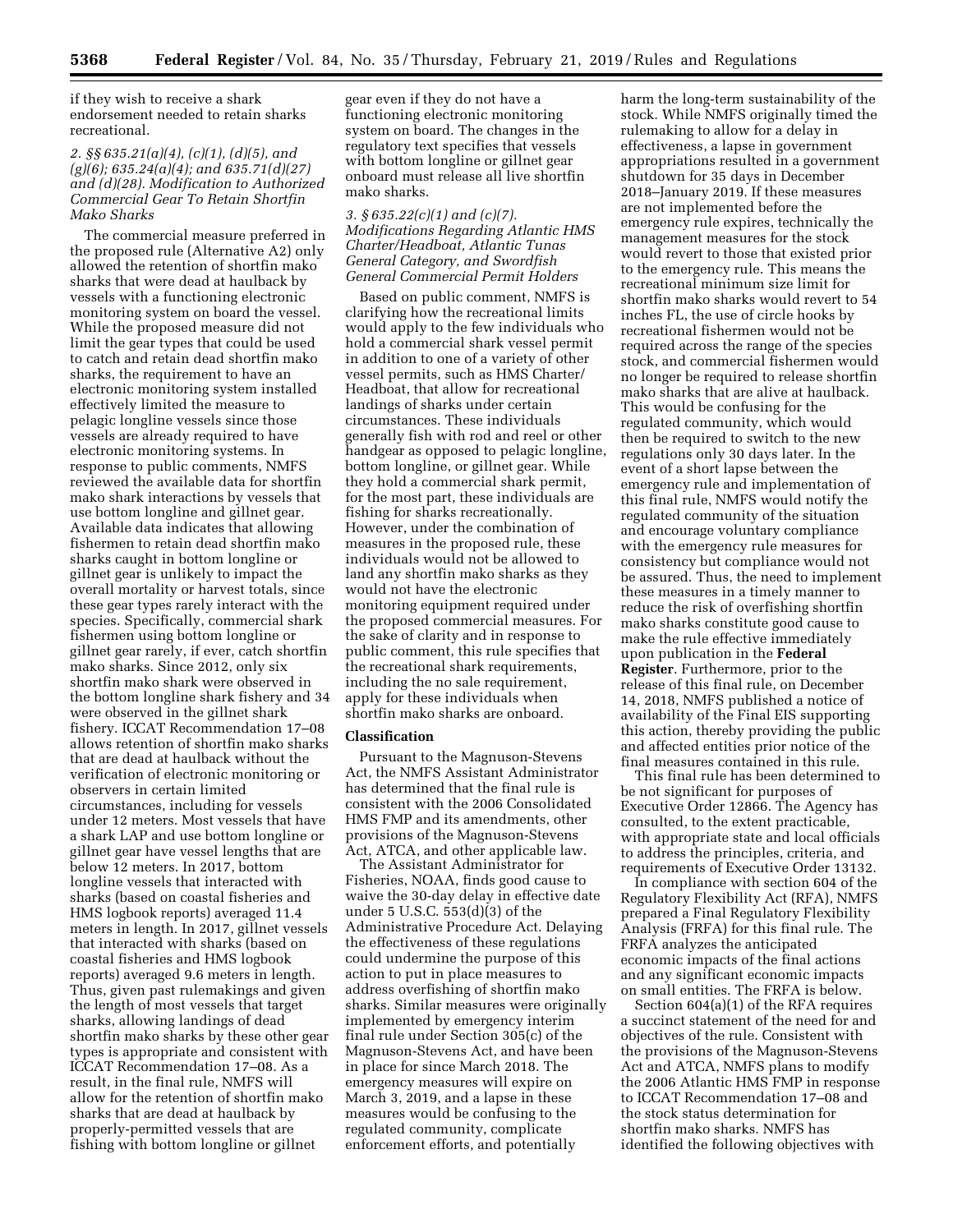if they wish to receive a shark endorsement needed to retain sharks recreational.

*2. §§ 635.21(a)(4), (c)(1), (d)(5), and (g)(6); 635.24(a)(4); and 635.71(d)(27) and (d)(28). Modification to Authorized Commercial Gear To Retain Shortfin Mako Sharks*

The commercial measure preferred in the proposed rule (Alternative A2) only allowed the retention of shortfin mako sharks that were dead at haulback by vessels with a functioning electronic monitoring system on board the vessel. While the proposed measure did not limit the gear types that could be used to catch and retain dead shortfin mako sharks, the requirement to have an electronic monitoring system installed effectively limited the measure to pelagic longline vessels since those vessels are already required to have electronic monitoring systems. In response to public comments, NMFS reviewed the available data for shortfin mako shark interactions by vessels that use bottom longline and gillnet gear. Available data indicates that allowing fishermen to retain dead shortfin mako sharks caught in bottom longline or gillnet gear is unlikely to impact the overall mortality or harvest totals, since these gear types rarely interact with the species. Specifically, commercial shark fishermen using bottom longline or gillnet gear rarely, if ever, catch shortfin mako sharks. Since 2012, only six shortfin mako shark were observed in the bottom longline shark fishery and 34 were observed in the gillnet shark fishery. ICCAT Recommendation 17–08 allows retention of shortfin mako sharks that are dead at haulback without the verification of electronic monitoring or observers in certain limited circumstances, including for vessels under 12 meters. Most vessels that have a shark LAP and use bottom longline or gillnet gear have vessel lengths that are below 12 meters. In 2017, bottom longline vessels that interacted with sharks (based on coastal fisheries and HMS logbook reports) averaged 11.4 meters in length. In 2017, gillnet vessels that interacted with sharks (based on coastal fisheries and HMS logbook reports) averaged 9.6 meters in length. Thus, given past rulemakings and given the length of most vessels that target sharks, allowing landings of dead shortfin mako sharks by these other gear types is appropriate and consistent with ICCAT Recommendation 17–08. As a result, in the final rule, NMFS will allow for the retention of shortfin mako sharks that are dead at haulback by properly-permitted vessels that are fishing with bottom longline or gillnet gear even if they do not have a functioning electronic monitoring system on board. The changes in the regulatory text specifies that vessels with bottom longline or gillnet gear onboard must release all live shortfin mako sharks.

*3. § 635.22(c)(1) and (c)(7). Modifications Regarding Atlantic HMS Charter/Headboat, Atlantic Tunas General Category, and Swordfish General Commercial Permit Holders*

Based on public comment, NMFS is clarifying how the recreational limits would apply to the few individuals who hold a commercial shark vessel permit in addition to one of a variety of other vessel permits, such as HMS Charter/Headboat, that allow for recreational landings of sharks under certain circumstances. These individuals generally fish with rod and reel or other handgear as opposed to pelagic longline, bottom longline, or gillnet gear. While they hold a commercial shark permit, for the most part, these individuals are fishing for sharks recreationally. However, under the combination of measures in the proposed rule, these individuals would not be allowed to land any shortfin mako sharks as they would not have the electronic monitoring equipment required under the proposed commercial measures. For the sake of clarity and in response to public comment, this rule specifies that the recreational shark requirements, including the no sale requirement, apply for these individuals when shortfin mako sharks are onboard.

## Classification

Pursuant to the Magnuson-Stevens Act, the NMFS Assistant Administrator has determined that the final rule is consistent with the 2006 Consolidated HMS FMP and its amendments, other provisions of the Magnuson-Stevens Act, ATCA, and other applicable law.

The Assistant Administrator for Fisheries, NOAA, finds good cause to waive the 30-day delay in effective date under 5 U.S.C. 553(d)(3) of the Administrative Procedure Act. Delaying the effectiveness of these regulations could undermine the purpose of this action to put in place measures to address overfishing of shortfin mako sharks. Similar measures were originally implemented by emergency interim final rule under Section 305(c) of the Magnuson-Stevens Act, and have been in place for since March 2018. The emergency measures will expire on March 3, 2019, and a lapse in these measures would be confusing to the regulated community, complicate enforcement efforts, and potentially harm the long-term sustainability of the stock. While NMFS originally timed the rulemaking to allow for a delay in effectiveness, a lapse in government appropriations resulted in a government shutdown for 35 days in December 2018–January 2019. If these measures are not implemented before the emergency rule expires, technically the management measures for the stock would revert to those that existed prior to the emergency rule. This means the recreational minimum size limit for shortfin mako sharks would revert to 54 inches FL, the use of circle hooks by recreational fishermen would not be required across the range of the species stock, and commercial fishermen would no longer be required to release shortfin mako sharks that are alive at haulback. This would be confusing for the regulated community, which would then be required to switch to the new regulations only 30 days later. In the event of a short lapse between the emergency rule and implementation of this final rule, NMFS would notify the regulated community of the situation and encourage voluntary compliance with the emergency rule measures for consistency but compliance would not be assured. Thus, the need to implement these measures in a timely manner to reduce the risk of overfishing shortfin mako sharks constitute good cause to make the rule effective immediately upon publication in the **Federal Register**. Furthermore, prior to the release of this final rule, on December 14, 2018, NMFS published a notice of availability of the Final EIS supporting this action, thereby providing the public and affected entities prior notice of the final measures contained in this rule.

This final rule has been determined to be not significant for purposes of Executive Order 12866. The Agency has consulted, to the extent practicable, with appropriate state and local officials to address the principles, criteria, and requirements of Executive Order 13132.

In compliance with section 604 of the Regulatory Flexibility Act (RFA), NMFS prepared a Final Regulatory Flexibility Analysis (FRFA) for this final rule. The FRFA analyzes the anticipated economic impacts of the final actions and any significant economic impacts on small entities. The FRFA is below.

Section 604(a)(1) of the RFA requires a succinct statement of the need for and objectives of the rule. Consistent with the provisions of the Magnuson-Stevens Act and ATCA, NMFS plans to modify the 2006 Atlantic HMS FMP in response to ICCAT Recommendation 17–08 and the stock status determination for shortfin mako sharks. NMFS has identified the following objectives with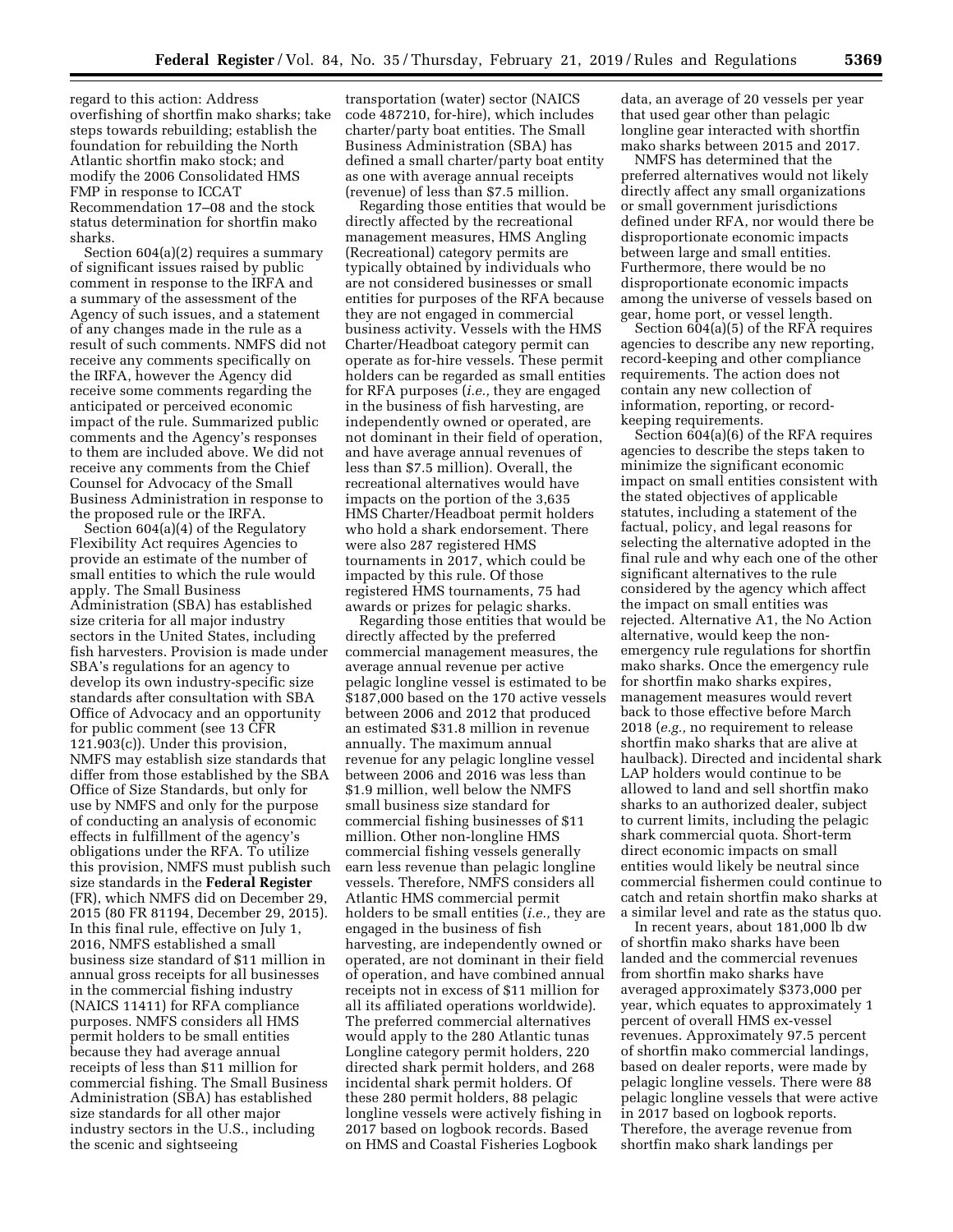regard to this action: Address overfishing of shortfin mako sharks; take steps towards rebuilding; establish the foundation for rebuilding the North Atlantic shortfin mako stock; and modify the 2006 Consolidated HMS FMP in response to ICCAT Recommendation 17–08 and the stock status determination for shortfin mako sharks.

Section 604(a)(2) requires a summary of significant issues raised by public comment in response to the IRFA and a summary of the assessment of the Agency of such issues, and a statement of any changes made in the rule as a result of such comments. NMFS did not receive any comments specifically on the IRFA, however the Agency did receive some comments regarding the anticipated or perceived economic impact of the rule. Summarized public comments and the Agency's responses to them are included above. We did not receive any comments from the Chief Counsel for Advocacy of the Small Business Administration in response to the proposed rule or the IRFA.

Section 604(a)(4) of the Regulatory Flexibility Act requires Agencies to provide an estimate of the number of small entities to which the rule would apply. The Small Business Administration (SBA) has established size criteria for all major industry sectors in the United States, including fish harvesters. Provision is made under SBA's regulations for an agency to develop its own industry-specific size standards after consultation with SBA Office of Advocacy and an opportunity for public comment (see 13 CFR 121.903(c)). Under this provision, NMFS may establish size standards that differ from those established by the SBA Office of Size Standards, but only for use by NMFS and only for the purpose of conducting an analysis of economic effects in fulfillment of the agency's obligations under the RFA. To utilize this provision, NMFS must publish such size standards in the **Federal Register** (FR), which NMFS did on December 29, 2015 (80 FR 81194, December 29, 2015). In this final rule, effective on July 1, 2016, NMFS established a small business size standard of $11 million in annual gross receipts for all businesses in the commercial fishing industry (NAICS 11411) for RFA compliance purposes. NMFS considers all HMS permit holders to be small entities because they had average annual receipts of less than $11 million for commercial fishing. The Small Business Administration (SBA) has established size standards for all other major industry sectors in the U.S., including the scenic and sightseeing transportation (water) sector (NAICS code 487210, for-hire), which includes charter/party boat entities. The Small Business Administration (SBA) has defined a small charter/party boat entity as one with average annual receipts (revenue) of less than $7.5 million.

Regarding those entities that would be directly affected by the recreational management measures, HMS Angling (Recreational) category permits are typically obtained by individuals who are not considered businesses or small entities for purposes of the RFA because they are not engaged in commercial business activity. Vessels with the HMS Charter/Headboat category permit can operate as for-hire vessels. These permit holders can be regarded as small entities for RFA purposes (*i.e.,* they are engaged in the business of fish harvesting, are independently owned or operated, are not dominant in their field of operation, and have average annual revenues of less than $7.5 million). Overall, the recreational alternatives would have impacts on the portion of the 3,635 HMS Charter/Headboat permit holders who hold a shark endorsement. There were also 287 registered HMS tournaments in 2017, which could be impacted by this rule. Of those registered HMS tournaments, 75 had awards or prizes for pelagic sharks.

Regarding those entities that would be directly affected by the preferred commercial management measures, the average annual revenue per active pelagic longline vessel is estimated to be $187,000 based on the 170 active vessels between 2006 and 2012 that produced an estimated $31.8 million in revenue annually. The maximum annual revenue for any pelagic longline vessel between 2006 and 2016 was less than $1.9 million, well below the NMFS small business size standard for commercial fishing businesses of $11 million. Other non-longline HMS commercial fishing vessels generally earn less revenue than pelagic longline vessels. Therefore, NMFS considers all Atlantic HMS commercial permit holders to be small entities (*i.e.,* they are engaged in the business of fish harvesting, are independently owned or operated, are not dominant in their field of operation, and have combined annual receipts not in excess of $11 million for all its affiliated operations worldwide). The preferred commercial alternatives would apply to the 280 Atlantic tunas Longline category permit holders, 220 directed shark permit holders, and 268 incidental shark permit holders. Of these 280 permit holders, 88 pelagic longline vessels were actively fishing in 2017 based on logbook records. Based on HMS and Coastal Fisheries Logbook data, an average of 20 vessels per year that used gear other than pelagic longline gear interacted with shortfin mako sharks between 2015 and 2017.

NMFS has determined that the preferred alternatives would not likely directly affect any small organizations or small government jurisdictions defined under RFA, nor would there be disproportionate economic impacts between large and small entities. Furthermore, there would be no disproportionate economic impacts among the universe of vessels based on gear, home port, or vessel length.

Section 604(a)(5) of the RFA requires agencies to describe any new reporting, record-keeping and other compliance requirements. The action does not contain any new collection of information, reporting, or record-keeping requirements.

Section 604(a)(6) of the RFA requires agencies to describe the steps taken to minimize the significant economic impact on small entities consistent with the stated objectives of applicable statutes, including a statement of the factual, policy, and legal reasons for selecting the alternative adopted in the final rule and why each one of the other significant alternatives to the rule considered by the agency which affect the impact on small entities was rejected. Alternative A1, the No Action alternative, would keep the non-emergency rule regulations for shortfin mako sharks. Once the emergency rule for shortfin mako sharks expires, management measures would revert back to those effective before March 2018 (*e.g.,* no requirement to release shortfin mako sharks that are alive at haulback). Directed and incidental shark LAP holders would continue to be allowed to land and sell shortfin mako sharks to an authorized dealer, subject to current limits, including the pelagic shark commercial quota. Short-term direct economic impacts on small entities would likely be neutral since commercial fishermen could continue to catch and retain shortfin mako sharks at a similar level and rate as the status quo.

In recent years, about 181,000 lb dw of shortfin mako sharks have been landed and the commercial revenues from shortfin mako sharks have averaged approximately $373,000 per year, which equates to approximately 1 percent of overall HMS ex-vessel revenues. Approximately 97.5 percent of shortfin mako commercial landings, based on dealer reports, were made by pelagic longline vessels. There were 88 pelagic longline vessels that were active in 2017 based on logbook reports. Therefore, the average revenue from shortfin mako shark landings per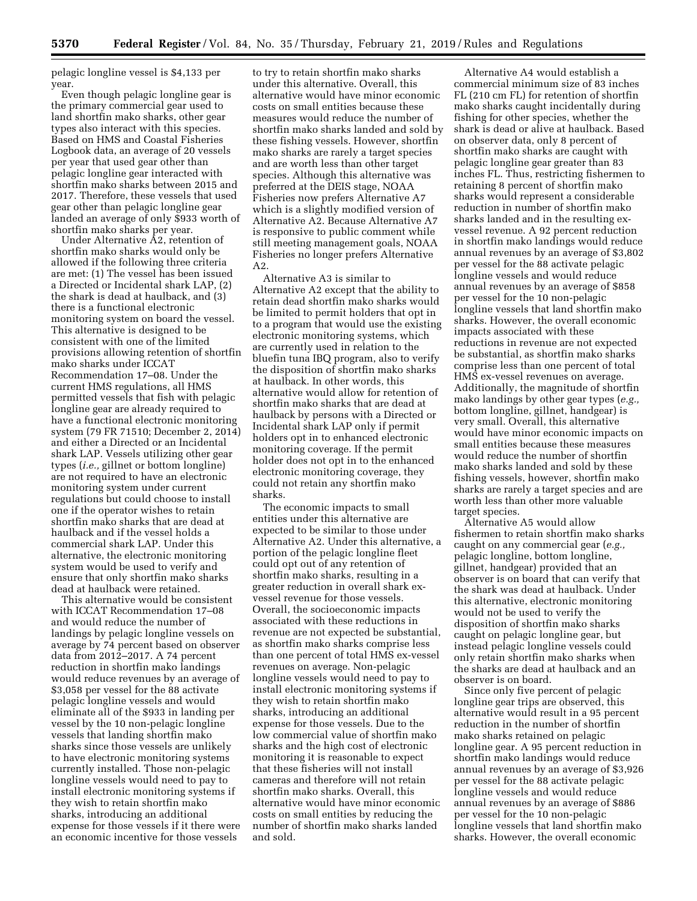pelagic longline vessel is $4,133 per year.

Even though pelagic longline gear is the primary commercial gear used to land shortfin mako sharks, other gear types also interact with this species. Based on HMS and Coastal Fisheries Logbook data, an average of 20 vessels per year that used gear other than pelagic longline gear interacted with shortfin mako sharks between 2015 and 2017. Therefore, these vessels that used gear other than pelagic longline gear landed an average of only $933 worth of shortfin mako sharks per year.

Under Alternative A2, retention of shortfin mako sharks would only be allowed if the following three criteria are met: (1) The vessel has been issued a Directed or Incidental shark LAP, (2) the shark is dead at haulback, and (3) there is a functional electronic monitoring system on board the vessel. This alternative is designed to be consistent with one of the limited provisions allowing retention of shortfin mako sharks under ICCAT Recommendation 17–08. Under the current HMS regulations, all HMS permitted vessels that fish with pelagic longline gear are already required to have a functional electronic monitoring system (79 FR 71510; December 2, 2014) and either a Directed or an Incidental shark LAP. Vessels utilizing other gear types (*i.e.,* gillnet or bottom longline) are not required to have an electronic monitoring system under current regulations but could choose to install one if the operator wishes to retain shortfin mako sharks that are dead at haulback and if the vessel holds a commercial shark LAP. Under this alternative, the electronic monitoring system would be used to verify and ensure that only shortfin mako sharks dead at haulback were retained.

This alternative would be consistent with ICCAT Recommendation 17–08 and would reduce the number of landings by pelagic longline vessels on average by 74 percent based on observer data from 2012–2017. A 74 percent reduction in shortfin mako landings would reduce revenues by an average of $3,058 per vessel for the 88 activate pelagic longline vessels and would eliminate all of the $933 in landing per vessel by the 10 non-pelagic longline vessels that landing shortfin mako sharks since those vessels are unlikely to have electronic monitoring systems currently installed. Those non-pelagic longline vessels would need to pay to install electronic monitoring systems if they wish to retain shortfin mako sharks, introducing an additional expense for those vessels if it there were an economic incentive for those vessels to try to retain shortfin mako sharks under this alternative. Overall, this alternative would have minor economic costs on small entities because these measures would reduce the number of shortfin mako sharks landed and sold by these fishing vessels. However, shortfin mako sharks are rarely a target species and are worth less than other target species. Although this alternative was preferred at the DEIS stage, NOAA Fisheries now prefers Alternative A7 which is a slightly modified version of Alternative A2. Because Alternative A7 is responsive to public comment while still meeting management goals, NOAA Fisheries no longer prefers Alternative A2.

Alternative A3 is similar to Alternative A2 except that the ability to retain dead shortfin mako sharks would be limited to permit holders that opt in to a program that would use the existing electronic monitoring systems, which are currently used in relation to the bluefin tuna IBQ program, also to verify the disposition of shortfin mako sharks at haulback. In other words, this alternative would allow for retention of shortfin mako sharks that are dead at haulback by persons with a Directed or Incidental shark LAP only if permit holders opt in to enhanced electronic monitoring coverage. If the permit holder does not opt in to the enhanced electronic monitoring coverage, they could not retain any shortfin mako sharks.

The economic impacts to small entities under this alternative are expected to be similar to those under Alternative A2. Under this alternative, a portion of the pelagic longline fleet could opt out of any retention of shortfin mako sharks, resulting in a greater reduction in overall shark ex-vessel revenue for those vessels. Overall, the socioeconomic impacts associated with these reductions in revenue are not expected be substantial, as shortfin mako sharks comprise less than one percent of total HMS ex-vessel revenues on average. Non-pelagic longline vessels would need to pay to install electronic monitoring systems if they wish to retain shortfin mako sharks, introducing an additional expense for those vessels. Due to the low commercial value of shortfin mako sharks and the high cost of electronic monitoring it is reasonable to expect that these fisheries will not install cameras and therefore will not retain shortfin mako sharks. Overall, this alternative would have minor economic costs on small entities by reducing the number of shortfin mako sharks landed and sold.

Alternative A4 would establish a commercial minimum size of 83 inches FL (210 cm FL) for retention of shortfin mako sharks caught incidentally during fishing for other species, whether the shark is dead or alive at haulback. Based on observer data, only 8 percent of shortfin mako sharks are caught with pelagic longline gear greater than 83 inches FL. Thus, restricting fishermen to retaining 8 percent of shortfin mako sharks would represent a considerable reduction in number of shortfin mako sharks landed and in the resulting ex-vessel revenue. A 92 percent reduction in shortfin mako landings would reduce annual revenues by an average of $3,802 per vessel for the 88 activate pelagic longline vessels and would reduce annual revenues by an average of $858 per vessel for the 10 non-pelagic longline vessels that land shortfin mako sharks. However, the overall economic impacts associated with these reductions in revenue are not expected be substantial, as shortfin mako sharks comprise less than one percent of total HMS ex-vessel revenues on average. Additionally, the magnitude of shortfin mako landings by other gear types (*e.g.,* bottom longline, gillnet, handgear) is very small. Overall, this alternative would have minor economic impacts on small entities because these measures would reduce the number of shortfin mako sharks landed and sold by these fishing vessels, however, shortfin mako sharks are rarely a target species and are worth less than other more valuable target species.

Alternative A5 would allow fishermen to retain shortfin mako sharks caught on any commercial gear (*e.g.,* pelagic longline, bottom longline, gillnet, handgear) provided that an observer is on board that can verify that the shark was dead at haulback. Under this alternative, electronic monitoring would not be used to verify the disposition of shortfin mako sharks caught on pelagic longline gear, but instead pelagic longline vessels could only retain shortfin mako sharks when the sharks are dead at haulback and an observer is on board.

Since only five percent of pelagic longline gear trips are observed, this alternative would result in a 95 percent reduction in the number of shortfin mako sharks retained on pelagic longline gear. A 95 percent reduction in shortfin mako landings would reduce annual revenues by an average of $3,926 per vessel for the 88 activate pelagic longline vessels and would reduce annual revenues by an average of $886 per vessel for the 10 non-pelagic longline vessels that land shortfin mako sharks. However, the overall economic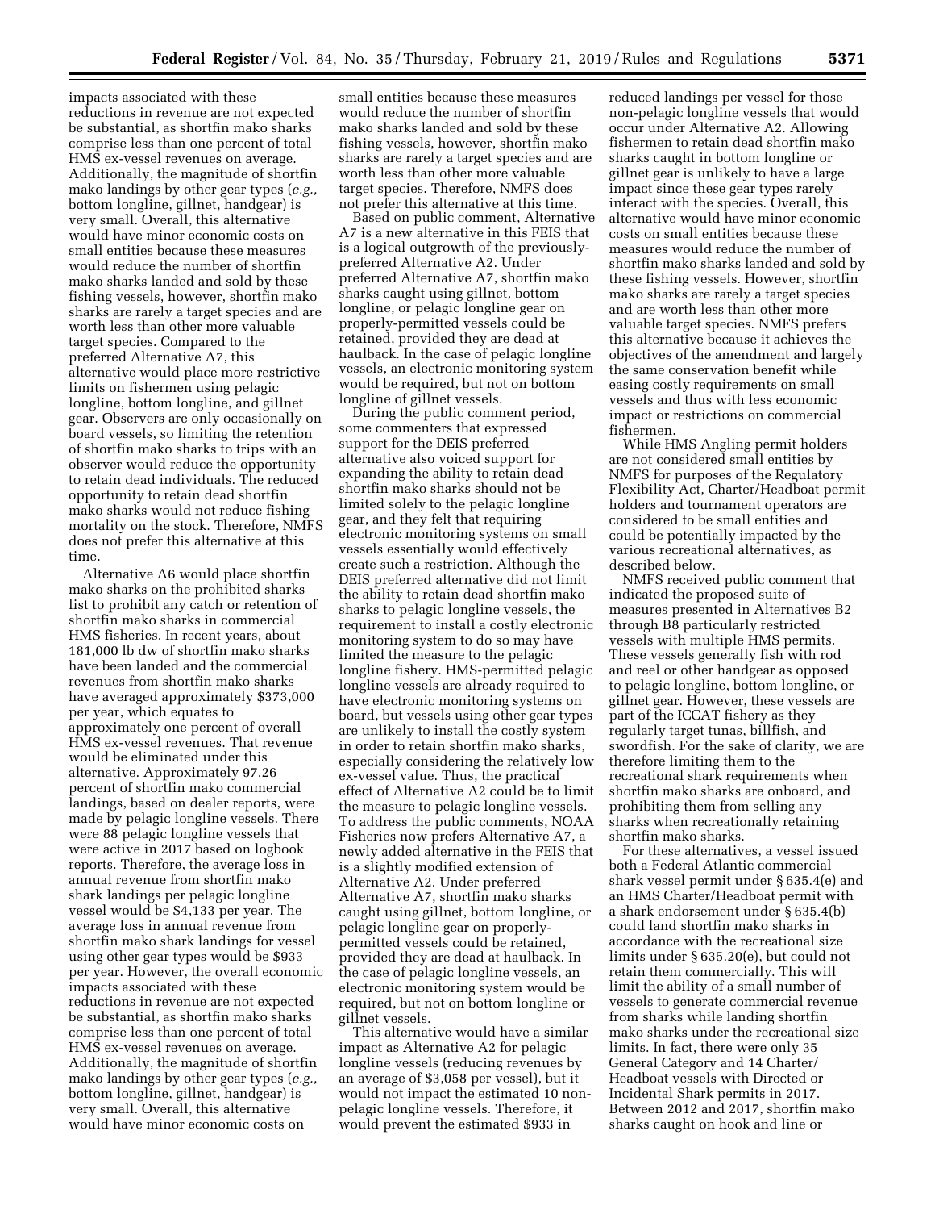impacts associated with these reductions in revenue are not expected be substantial, as shortfin mako sharks comprise less than one percent of total HMS ex-vessel revenues on average. Additionally, the magnitude of shortfin mako landings by other gear types (*e.g.,* bottom longline, gillnet, handgear) is very small. Overall, this alternative would have minor economic costs on small entities because these measures would reduce the number of shortfin mako sharks landed and sold by these fishing vessels, however, shortfin mako sharks are rarely a target species and are worth less than other more valuable target species. Compared to the preferred Alternative A7, this alternative would place more restrictive limits on fishermen using pelagic longline, bottom longline, and gillnet gear. Observers are only occasionally on board vessels, so limiting the retention of shortfin mako sharks to trips with an observer would reduce the opportunity to retain dead individuals. The reduced opportunity to retain dead shortfin mako sharks would not reduce fishing mortality on the stock. Therefore, NMFS does not prefer this alternative at this time.

Alternative A6 would place shortfin mako sharks on the prohibited sharks list to prohibit any catch or retention of shortfin mako sharks in commercial HMS fisheries. In recent years, about 181,000 lb dw of shortfin mako sharks have been landed and the commercial revenues from shortfin mako sharks have averaged approximately $373,000 per year, which equates to approximately one percent of overall HMS ex-vessel revenues. That revenue would be eliminated under this alternative. Approximately 97.26 percent of shortfin mako commercial landings, based on dealer reports, were made by pelagic longline vessels. There were 88 pelagic longline vessels that were active in 2017 based on logbook reports. Therefore, the average loss in annual revenue from shortfin mako shark landings per pelagic longline vessel would be $4,133 per year. The average loss in annual revenue from shortfin mako shark landings for vessel using other gear types would be $933 per year. However, the overall economic impacts associated with these reductions in revenue are not expected be substantial, as shortfin mako sharks comprise less than one percent of total HMS ex-vessel revenues on average. Additionally, the magnitude of shortfin mako landings by other gear types (*e.g.,* bottom longline, gillnet, handgear) is very small. Overall, this alternative would have minor economic costs on small entities because these measures would reduce the number of shortfin mako sharks landed and sold by these fishing vessels, however, shortfin mako sharks are rarely a target species and are worth less than other more valuable target species. Therefore, NMFS does not prefer this alternative at this time.

Based on public comment, Alternative A7 is a new alternative in this FEIS that is a logical outgrowth of the previously-preferred Alternative A2. Under preferred Alternative A7, shortfin mako sharks caught using gillnet, bottom longline, or pelagic longline gear on properly-permitted vessels could be retained, provided they are dead at haulback. In the case of pelagic longline vessels, an electronic monitoring system would be required, but not on bottom longline of gillnet vessels.

During the public comment period, some commenters that expressed support for the DEIS preferred alternative also voiced support for expanding the ability to retain dead shortfin mako sharks should not be limited solely to the pelagic longline gear, and they felt that requiring electronic monitoring systems on small vessels essentially would effectively create such a restriction. Although the DEIS preferred alternative did not limit the ability to retain dead shortfin mako sharks to pelagic longline vessels, the requirement to install a costly electronic monitoring system to do so may have limited the measure to the pelagic longline fishery. HMS-permitted pelagic longline vessels are already required to have electronic monitoring systems on board, but vessels using other gear types are unlikely to install the costly system in order to retain shortfin mako sharks, especially considering the relatively low ex-vessel value. Thus, the practical effect of Alternative A2 could be to limit the measure to pelagic longline vessels. To address the public comments, NOAA Fisheries now prefers Alternative A7, a newly added alternative in the FEIS that is a slightly modified extension of Alternative A2. Under preferred Alternative A7, shortfin mako sharks caught using gillnet, bottom longline, or pelagic longline gear on properly-permitted vessels could be retained, provided they are dead at haulback. In the case of pelagic longline vessels, an electronic monitoring system would be required, but not on bottom longline or gillnet vessels.

This alternative would have a similar impact as Alternative A2 for pelagic longline vessels (reducing revenues by an average of $3,058 per vessel), but it would not impact the estimated 10 non-pelagic longline vessels. Therefore, it would prevent the estimated $933 in reduced landings per vessel for those non-pelagic longline vessels that would occur under Alternative A2. Allowing fishermen to retain dead shortfin mako sharks caught in bottom longline or gillnet gear is unlikely to have a large impact since these gear types rarely interact with the species. Overall, this alternative would have minor economic costs on small entities because these measures would reduce the number of shortfin mako sharks landed and sold by these fishing vessels. However, shortfin mako sharks are rarely a target species and are worth less than other more valuable target species. NMFS prefers this alternative because it achieves the objectives of the amendment and largely the same conservation benefit while easing costly requirements on small vessels and thus with less economic impact or restrictions on commercial fishermen.

While HMS Angling permit holders are not considered small entities by NMFS for purposes of the Regulatory Flexibility Act, Charter/Headboat permit holders and tournament operators are considered to be small entities and could be potentially impacted by the various recreational alternatives, as described below.

NMFS received public comment that indicated the proposed suite of measures presented in Alternatives B2 through B8 particularly restricted vessels with multiple HMS permits. These vessels generally fish with rod and reel or other handgear as opposed to pelagic longline, bottom longline, or gillnet gear. However, these vessels are part of the ICCAT fishery as they regularly target tunas, billfish, and swordfish. For the sake of clarity, we are therefore limiting them to the recreational shark requirements when shortfin mako sharks are onboard, and prohibiting them from selling any sharks when recreationally retaining shortfin mako sharks.

For these alternatives, a vessel issued both a Federal Atlantic commercial shark vessel permit under § 635.4(e) and an HMS Charter/Headboat permit with a shark endorsement under § 635.4(b) could land shortfin mako sharks in accordance with the recreational size limits under § 635.20(e), but could not retain them commercially. This will limit the ability of a small number of vessels to generate commercial revenue from sharks while landing shortfin mako sharks under the recreational size limits. In fact, there were only 35 General Category and 14 Charter/Headboat vessels with Directed or Incidental Shark permits in 2017. Between 2012 and 2017, shortfin mako sharks caught on hook and line or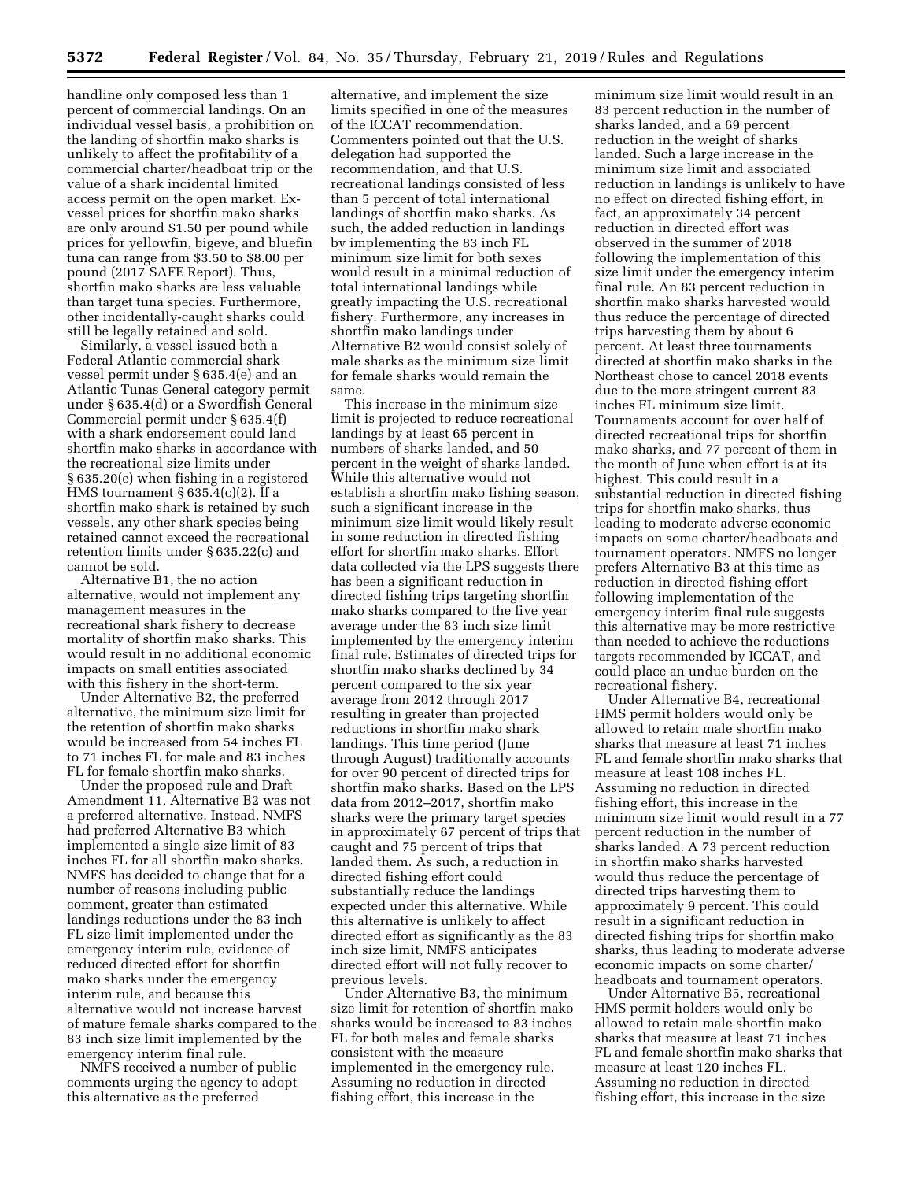handline only composed less than 1 percent of commercial landings. On an individual vessel basis, a prohibition on the landing of shortfin mako sharks is unlikely to affect the profitability of a commercial charter/headboat trip or the value of a shark incidental limited access permit on the open market. Ex-vessel prices for shortfin mako sharks are only around $1.50 per pound while prices for yellowfin, bigeye, and bluefin tuna can range from $3.50 to $8.00 per pound (2017 SAFE Report). Thus, shortfin mako sharks are less valuable than target tuna species. Furthermore, other incidentally-caught sharks could still be legally retained and sold.

Similarly, a vessel issued both a Federal Atlantic commercial shark vessel permit under § 635.4(e) and an Atlantic Tunas General category permit under § 635.4(d) or a Swordfish General Commercial permit under § 635.4(f) with a shark endorsement could land shortfin mako sharks in accordance with the recreational size limits under § 635.20(e) when fishing in a registered HMS tournament § 635.4(c)(2). If a shortfin mako shark is retained by such vessels, any other shark species being retained cannot exceed the recreational retention limits under § 635.22(c) and cannot be sold.

Alternative B1, the no action alternative, would not implement any management measures in the recreational shark fishery to decrease mortality of shortfin mako sharks. This would result in no additional economic impacts on small entities associated with this fishery in the short-term.

Under Alternative B2, the preferred alternative, the minimum size limit for the retention of shortfin mako sharks would be increased from 54 inches FL to 71 inches FL for male and 83 inches FL for female shortfin mako sharks.

Under the proposed rule and Draft Amendment 11, Alternative B2 was not a preferred alternative. Instead, NMFS had preferred Alternative B3 which implemented a single size limit of 83 inches FL for all shortfin mako sharks. NMFS has decided to change that for a number of reasons including public comment, greater than estimated landings reductions under the 83 inch FL size limit implemented under the emergency interim rule, evidence of reduced directed effort for shortfin mako sharks under the emergency interim rule, and because this alternative would not increase harvest of mature female sharks compared to the 83 inch size limit implemented by the emergency interim final rule.

NMFS received a number of public comments urging the agency to adopt this alternative as the preferred alternative, and implement the size limits specified in one of the measures of the ICCAT recommendation. Commenters pointed out that the U.S. delegation had supported the recommendation, and that U.S. recreational landings consisted of less than 5 percent of total international landings of shortfin mako sharks. As such, the added reduction in landings by implementing the 83 inch FL minimum size limit for both sexes would result in a minimal reduction of total international landings while greatly impacting the U.S. recreational fishery. Furthermore, any increases in shortfin mako landings under Alternative B2 would consist solely of male sharks as the minimum size limit for female sharks would remain the same.

This increase in the minimum size limit is projected to reduce recreational landings by at least 65 percent in numbers of sharks landed, and 50 percent in the weight of sharks landed. While this alternative would not establish a shortfin mako fishing season, such a significant increase in the minimum size limit would likely result in some reduction in directed fishing effort for shortfin mako sharks. Effort data collected via the LPS suggests there has been a significant reduction in directed fishing trips targeting shortfin mako sharks compared to the five year average under the 83 inch size limit implemented by the emergency interim final rule. Estimates of directed trips for shortfin mako sharks declined by 34 percent compared to the six year average from 2012 through 2017 resulting in greater than projected reductions in shortfin mako shark landings. This time period (June through August) traditionally accounts for over 90 percent of directed trips for shortfin mako sharks. Based on the LPS data from 2012–2017, shortfin mako sharks were the primary target species in approximately 67 percent of trips that caught and 75 percent of trips that landed them. As such, a reduction in directed fishing effort could substantially reduce the landings expected under this alternative. While this alternative is unlikely to affect directed effort as significantly as the 83 inch size limit, NMFS anticipates directed effort will not fully recover to previous levels.

Under Alternative B3, the minimum size limit for retention of shortfin mako sharks would be increased to 83 inches FL for both males and female sharks consistent with the measure implemented in the emergency rule. Assuming no reduction in directed fishing effort, this increase in the minimum size limit would result in an 83 percent reduction in the number of sharks landed, and a 69 percent reduction in the weight of sharks landed. Such a large increase in the minimum size limit and associated reduction in landings is unlikely to have no effect on directed fishing effort, in fact, an approximately 34 percent reduction in directed effort was observed in the summer of 2018 following the implementation of this size limit under the emergency interim final rule. An 83 percent reduction in shortfin mako sharks harvested would thus reduce the percentage of directed trips harvesting them by about 6 percent. At least three tournaments directed at shortfin mako sharks in the Northeast chose to cancel 2018 events due to the more stringent current 83 inches FL minimum size limit. Tournaments account for over half of directed recreational trips for shortfin mako sharks, and 77 percent of them in the month of June when effort is at its highest. This could result in a substantial reduction in directed fishing trips for shortfin mako sharks, thus leading to moderate adverse economic impacts on some charter/headboats and tournament operators. NMFS no longer prefers Alternative B3 at this time as reduction in directed fishing effort following implementation of the emergency interim final rule suggests this alternative may be more restrictive than needed to achieve the reductions targets recommended by ICCAT, and could place an undue burden on the recreational fishery.

Under Alternative B4, recreational HMS permit holders would only be allowed to retain male shortfin mako sharks that measure at least 71 inches FL and female shortfin mako sharks that measure at least 108 inches FL. Assuming no reduction in directed fishing effort, this increase in the minimum size limit would result in a 77 percent reduction in the number of sharks landed. A 73 percent reduction in shortfin mako sharks harvested would thus reduce the percentage of directed trips harvesting them to approximately 9 percent. This could result in a significant reduction in directed fishing trips for shortfin mako sharks, thus leading to moderate adverse economic impacts on some charter/headboats and tournament operators.

Under Alternative B5, recreational HMS permit holders would only be allowed to retain male shortfin mako sharks that measure at least 71 inches FL and female shortfin mako sharks that measure at least 120 inches FL. Assuming no reduction in directed fishing effort, this increase in the size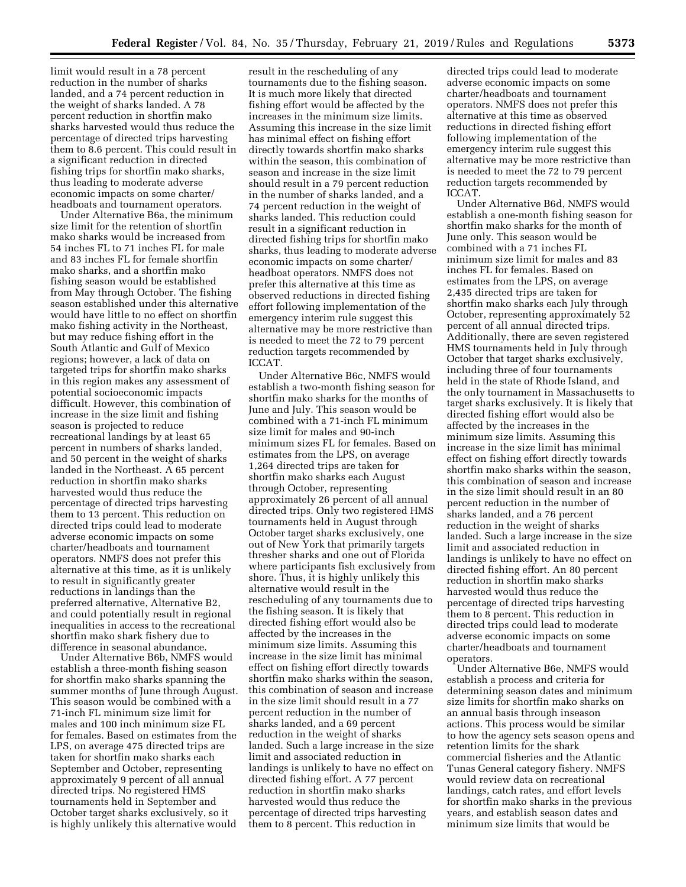limit would result in a 78 percent reduction in the number of sharks landed, and a 74 percent reduction in the weight of sharks landed. A 78 percent reduction in shortfin mako sharks harvested would thus reduce the percentage of directed trips harvesting them to 8.6 percent. This could result in a significant reduction in directed fishing trips for shortfin mako sharks, thus leading to moderate adverse economic impacts on some charter/headboats and tournament operators.

Under Alternative B6a, the minimum size limit for the retention of shortfin mako sharks would be increased from 54 inches FL to 71 inches FL for male and 83 inches FL for female shortfin mako sharks, and a shortfin mako fishing season would be established from May through October. The fishing season established under this alternative would have little to no effect on shortfin mako fishing activity in the Northeast, but may reduce fishing effort in the South Atlantic and Gulf of Mexico regions; however, a lack of data on targeted trips for shortfin mako sharks in this region makes any assessment of potential socioeconomic impacts difficult. However, this combination of increase in the size limit and fishing season is projected to reduce recreational landings by at least 65 percent in numbers of sharks landed, and 50 percent in the weight of sharks landed in the Northeast. A 65 percent reduction in shortfin mako sharks harvested would thus reduce the percentage of directed trips harvesting them to 13 percent. This reduction on directed trips could lead to moderate adverse economic impacts on some charter/headboats and tournament operators. NMFS does not prefer this alternative at this time, as it is unlikely to result in significantly greater reductions in landings than the preferred alternative, Alternative B2, and could potentially result in regional inequalities in access to the recreational shortfin mako shark fishery due to difference in seasonal abundance.

Under Alternative B6b, NMFS would establish a three-month fishing season for shortfin mako sharks spanning the summer months of June through August. This season would be combined with a 71-inch FL minimum size limit for males and 100 inch minimum size FL for females. Based on estimates from the LPS, on average 475 directed trips are taken for shortfin mako sharks each September and October, representing approximately 9 percent of all annual directed trips. No registered HMS tournaments held in September and October target sharks exclusively, so it is highly unlikely this alternative would result in the rescheduling of any tournaments due to the fishing season. It is much more likely that directed fishing effort would be affected by the increases in the minimum size limits. Assuming this increase in the size limit has minimal effect on fishing effort directly towards shortfin mako sharks within the season, this combination of season and increase in the size limit should result in a 79 percent reduction in the number of sharks landed, and a 74 percent reduction in the weight of sharks landed. This reduction could result in a significant reduction in directed fishing trips for shortfin mako sharks, thus leading to moderate adverse economic impacts on some charter/headboat operators. NMFS does not prefer this alternative at this time as observed reductions in directed fishing effort following implementation of the emergency interim rule suggest this alternative may be more restrictive than is needed to meet the 72 to 79 percent reduction targets recommended by ICCAT.

Under Alternative B6c, NMFS would establish a two-month fishing season for shortfin mako sharks for the months of June and July. This season would be combined with a 71-inch FL minimum size limit for males and 90-inch minimum sizes FL for females. Based on estimates from the LPS, on average 1,264 directed trips are taken for shortfin mako sharks each August through October, representing approximately 26 percent of all annual directed trips. Only two registered HMS tournaments held in August through October target sharks exclusively, one out of New York that primarily targets thresher sharks and one out of Florida where participants fish exclusively from shore. Thus, it is highly unlikely this alternative would result in the rescheduling of any tournaments due to the fishing season. It is likely that directed fishing effort would also be affected by the increases in the minimum size limits. Assuming this increase in the size limit has minimal effect on fishing effort directly towards shortfin mako sharks within the season, this combination of season and increase in the size limit should result in a 77 percent reduction in the number of sharks landed, and a 69 percent reduction in the weight of sharks landed. Such a large increase in the size limit and associated reduction in landings is unlikely to have no effect on directed fishing effort. A 77 percent reduction in shortfin mako sharks harvested would thus reduce the percentage of directed trips harvesting them to 8 percent. This reduction in directed trips could lead to moderate adverse economic impacts on some charter/headboats and tournament operators. NMFS does not prefer this alternative at this time as observed reductions in directed fishing effort following implementation of the emergency interim rule suggest this alternative may be more restrictive than is needed to meet the 72 to 79 percent reduction targets recommended by ICCAT.

Under Alternative B6d, NMFS would establish a one-month fishing season for shortfin mako sharks for the month of June only. This season would be combined with a 71 inches FL minimum size limit for males and 83 inches FL for females. Based on estimates from the LPS, on average 2,435 directed trips are taken for shortfin mako sharks each July through October, representing approximately 52 percent of all annual directed trips. Additionally, there are seven registered HMS tournaments held in July through October that target sharks exclusively, including three of four tournaments held in the state of Rhode Island, and the only tournament in Massachusetts to target sharks exclusively. It is likely that directed fishing effort would also be affected by the increases in the minimum size limits. Assuming this increase in the size limit has minimal effect on fishing effort directly towards shortfin mako sharks within the season, this combination of season and increase in the size limit should result in an 80 percent reduction in the number of sharks landed, and a 76 percent reduction in the weight of sharks landed. Such a large increase in the size limit and associated reduction in landings is unlikely to have no effect on directed fishing effort. An 80 percent reduction in shortfin mako sharks harvested would thus reduce the percentage of directed trips harvesting them to 8 percent. This reduction in directed trips could lead to moderate adverse economic impacts on some charter/headboats and tournament operators.

Under Alternative B6e, NMFS would establish a process and criteria for determining season dates and minimum size limits for shortfin mako sharks on an annual basis through inseason actions. This process would be similar to how the agency sets season opens and retention limits for the shark commercial fisheries and the Atlantic Tunas General category fishery. NMFS would review data on recreational landings, catch rates, and effort levels for shortfin mako sharks in the previous years, and establish season dates and minimum size limits that would be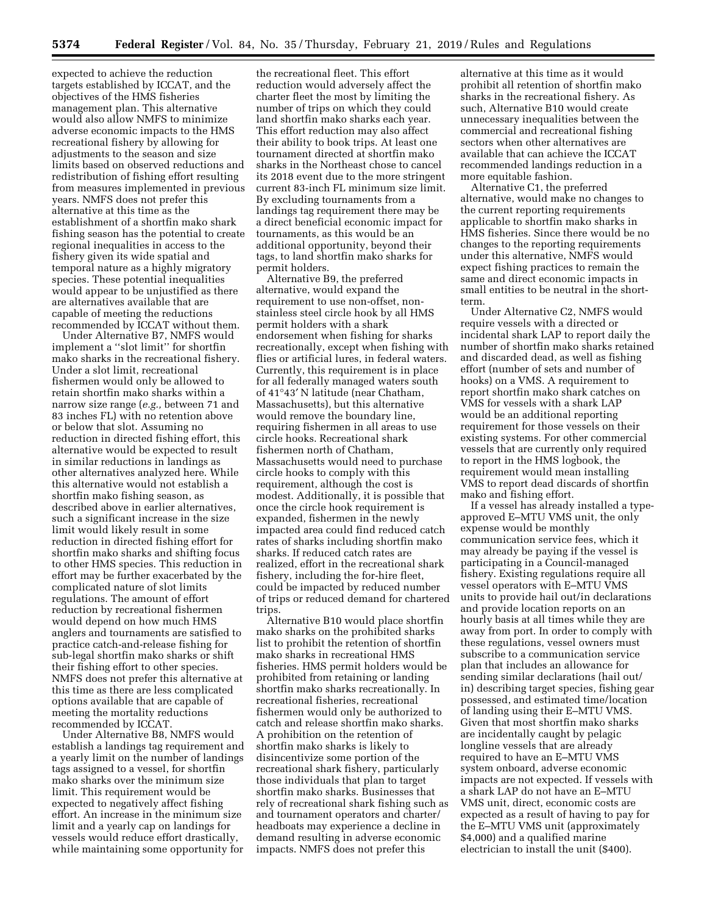expected to achieve the reduction targets established by ICCAT, and the objectives of the HMS fisheries management plan. This alternative would also allow NMFS to minimize adverse economic impacts to the HMS recreational fishery by allowing for adjustments to the season and size limits based on observed reductions and redistribution of fishing effort resulting from measures implemented in previous years. NMFS does not prefer this alternative at this time as the establishment of a shortfin mako shark fishing season has the potential to create regional inequalities in access to the fishery given its wide spatial and temporal nature as a highly migratory species. These potential inequalities would appear to be unjustified as there are alternatives available that are capable of meeting the reductions recommended by ICCAT without them.

Under Alternative B7, NMFS would implement a ''slot limit'' for shortfin mako sharks in the recreational fishery. Under a slot limit, recreational fishermen would only be allowed to retain shortfin mako sharks within a narrow size range (*e.g.,* between 71 and 83 inches FL) with no retention above or below that slot. Assuming no reduction in directed fishing effort, this alternative would be expected to result in similar reductions in landings as other alternatives analyzed here. While this alternative would not establish a shortfin mako fishing season, as described above in earlier alternatives, such a significant increase in the size limit would likely result in some reduction in directed fishing effort for shortfin mako sharks and shifting focus to other HMS species. This reduction in effort may be further exacerbated by the complicated nature of slot limits regulations. The amount of effort reduction by recreational fishermen would depend on how much HMS anglers and tournaments are satisfied to practice catch-and-release fishing for sub-legal shortfin mako sharks or shift their fishing effort to other species. NMFS does not prefer this alternative at this time as there are less complicated options available that are capable of meeting the mortality reductions recommended by ICCAT.

Under Alternative B8, NMFS would establish a landings tag requirement and a yearly limit on the number of landings tags assigned to a vessel, for shortfin mako sharks over the minimum size limit. This requirement would be expected to negatively affect fishing effort. An increase in the minimum size limit and a yearly cap on landings for vessels would reduce effort drastically, while maintaining some opportunity for the recreational fleet. This effort reduction would adversely affect the charter fleet the most by limiting the number of trips on which they could land shortfin mako sharks each year. This effort reduction may also affect their ability to book trips. At least one tournament directed at shortfin mako sharks in the Northeast chose to cancel its 2018 event due to the more stringent current 83-inch FL minimum size limit. By excluding tournaments from a landings tag requirement there may be a direct beneficial economic impact for tournaments, as this would be an additional opportunity, beyond their tags, to land shortfin mako sharks for permit holders.

Alternative B9, the preferred alternative, would expand the requirement to use non-offset, non-stainless steel circle hook by all HMS permit holders with a shark endorsement when fishing for sharks recreationally, except when fishing with flies or artificial lures, in federal waters. Currently, this requirement is in place for all federally managed waters south of 41°43′ N latitude (near Chatham, Massachusetts), but this alternative would remove the boundary line, requiring fishermen in all areas to use circle hooks. Recreational shark fishermen north of Chatham, Massachusetts would need to purchase circle hooks to comply with this requirement, although the cost is modest. Additionally, it is possible that once the circle hook requirement is expanded, fishermen in the newly impacted area could find reduced catch rates of sharks including shortfin mako sharks. If reduced catch rates are realized, effort in the recreational shark fishery, including the for-hire fleet, could be impacted by reduced number of trips or reduced demand for chartered trips.

Alternative B10 would place shortfin mako sharks on the prohibited sharks list to prohibit the retention of shortfin mako sharks in recreational HMS fisheries. HMS permit holders would be prohibited from retaining or landing shortfin mako sharks recreationally. In recreational fisheries, recreational fishermen would only be authorized to catch and release shortfin mako sharks. A prohibition on the retention of shortfin mako sharks is likely to disincentivize some portion of the recreational shark fishery, particularly those individuals that plan to target shortfin mako sharks. Businesses that rely of recreational shark fishing such as and tournament operators and charter/headboats may experience a decline in demand resulting in adverse economic impacts. NMFS does not prefer this alternative at this time as it would prohibit all retention of shortfin mako sharks in the recreational fishery. As such, Alternative B10 would create unnecessary inequalities between the commercial and recreational fishing sectors when other alternatives are available that can achieve the ICCAT recommended landings reduction in a more equitable fashion.

Alternative C1, the preferred alternative, would make no changes to the current reporting requirements applicable to shortfin mako sharks in HMS fisheries. Since there would be no changes to the reporting requirements under this alternative, NMFS would expect fishing practices to remain the same and direct economic impacts in small entities to be neutral in the short-term.

Under Alternative C2, NMFS would require vessels with a directed or incidental shark LAP to report daily the number of shortfin mako sharks retained and discarded dead, as well as fishing effort (number of sets and number of hooks) on a VMS. A requirement to report shortfin mako shark catches on VMS for vessels with a shark LAP would be an additional reporting requirement for those vessels on their existing systems. For other commercial vessels that are currently only required to report in the HMS logbook, the requirement would mean installing VMS to report dead discards of shortfin mako and fishing effort.

If a vessel has already installed a type-approved E–MTU VMS unit, the only expense would be monthly communication service fees, which it may already be paying if the vessel is participating in a Council-managed fishery. Existing regulations require all vessel operators with E–MTU VMS units to provide hail out/in declarations and provide location reports on an hourly basis at all times while they are away from port. In order to comply with these regulations, vessel owners must subscribe to a communication service plan that includes an allowance for sending similar declarations (hail out/in) describing target species, fishing gear possessed, and estimated time/location of landing using their E–MTU VMS. Given that most shortfin mako sharks are incidentally caught by pelagic longline vessels that are already required to have an E–MTU VMS system onboard, adverse economic impacts are not expected. If vessels with a shark LAP do not have an E–MTU VMS unit, direct, economic costs are expected as a result of having to pay for the E–MTU VMS unit (approximately $4,000) and a qualified marine electrician to install the unit ($400).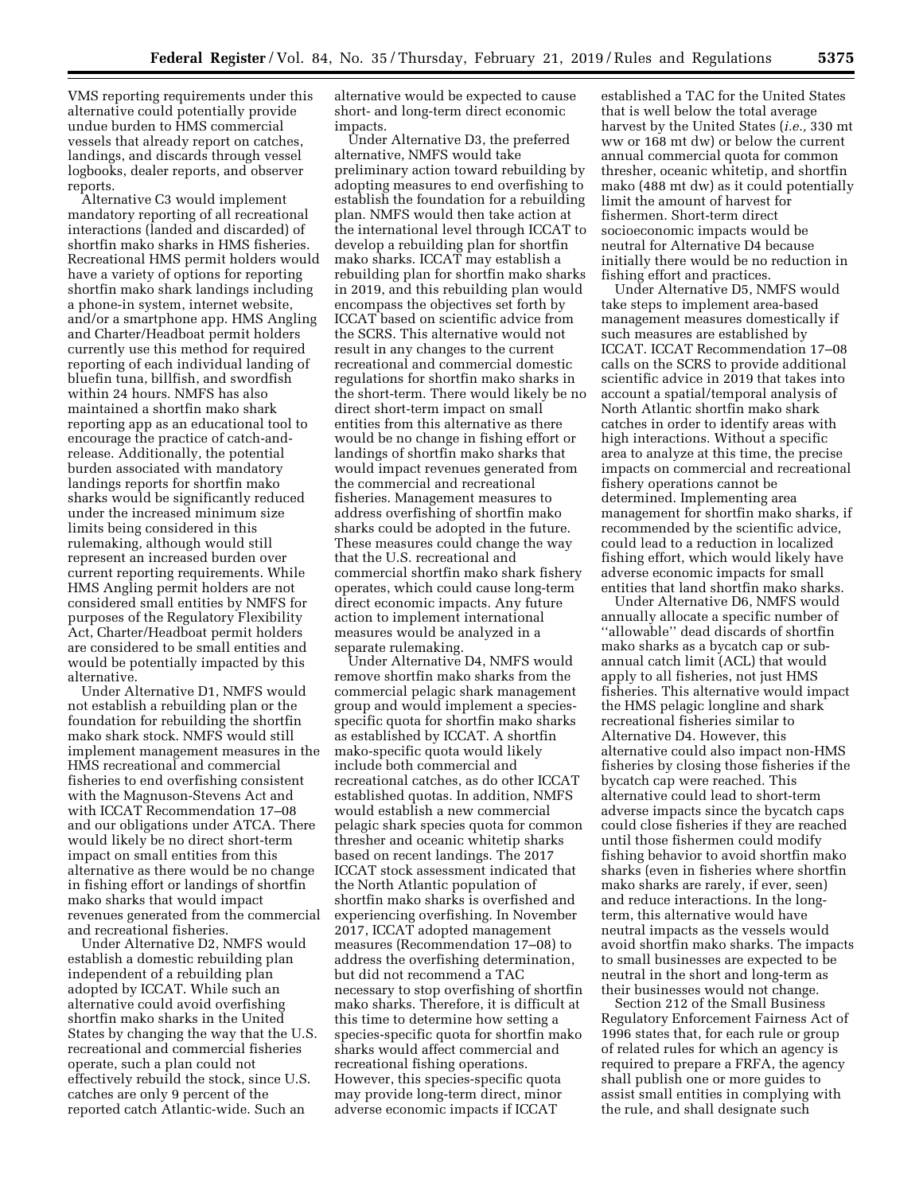VMS reporting requirements under this alternative could potentially provide undue burden to HMS commercial vessels that already report on catches, landings, and discards through vessel logbooks, dealer reports, and observer reports.

Alternative C3 would implement mandatory reporting of all recreational interactions (landed and discarded) of shortfin mako sharks in HMS fisheries. Recreational HMS permit holders would have a variety of options for reporting shortfin mako shark landings including a phone-in system, internet website, and/or a smartphone app. HMS Angling and Charter/Headboat permit holders currently use this method for required reporting of each individual landing of bluefin tuna, billfish, and swordfish within 24 hours. NMFS has also maintained a shortfin mako shark reporting app as an educational tool to encourage the practice of catch-and-release. Additionally, the potential burden associated with mandatory landings reports for shortfin mako sharks would be significantly reduced under the increased minimum size limits being considered in this rulemaking, although would still represent an increased burden over current reporting requirements. While HMS Angling permit holders are not considered small entities by NMFS for purposes of the Regulatory Flexibility Act, Charter/Headboat permit holders are considered to be small entities and would be potentially impacted by this alternative.

Under Alternative D1, NMFS would not establish a rebuilding plan or the foundation for rebuilding the shortfin mako shark stock. NMFS would still implement management measures in the HMS recreational and commercial fisheries to end overfishing consistent with the Magnuson-Stevens Act and with ICCAT Recommendation 17–08 and our obligations under ATCA. There would likely be no direct short-term impact on small entities from this alternative as there would be no change in fishing effort or landings of shortfin mako sharks that would impact revenues generated from the commercial and recreational fisheries.

Under Alternative D2, NMFS would establish a domestic rebuilding plan independent of a rebuilding plan adopted by ICCAT. While such an alternative could avoid overfishing shortfin mako sharks in the United States by changing the way that the U.S. recreational and commercial fisheries operate, such a plan could not effectively rebuild the stock, since U.S. catches are only 9 percent of the reported catch Atlantic-wide. Such an alternative would be expected to cause short- and long-term direct economic impacts.

Under Alternative D3, the preferred alternative, NMFS would take preliminary action toward rebuilding by adopting measures to end overfishing to establish the foundation for a rebuilding plan. NMFS would then take action at the international level through ICCAT to develop a rebuilding plan for shortfin mako sharks. ICCAT may establish a rebuilding plan for shortfin mako sharks in 2019, and this rebuilding plan would encompass the objectives set forth by ICCAT based on scientific advice from the SCRS. This alternative would not result in any changes to the current recreational and commercial domestic regulations for shortfin mako sharks in the short-term. There would likely be no direct short-term impact on small entities from this alternative as there would be no change in fishing effort or landings of shortfin mako sharks that would impact revenues generated from the commercial and recreational fisheries. Management measures to address overfishing of shortfin mako sharks could be adopted in the future. These measures could change the way that the U.S. recreational and commercial shortfin mako shark fishery operates, which could cause long-term direct economic impacts. Any future action to implement international measures would be analyzed in a separate rulemaking.

Under Alternative D4, NMFS would remove shortfin mako sharks from the commercial pelagic shark management group and would implement a species-specific quota for shortfin mako sharks as established by ICCAT. A shortfin mako-specific quota would likely include both commercial and recreational catches, as do other ICCAT established quotas. In addition, NMFS would establish a new commercial pelagic shark species quota for common thresher and oceanic whitetip sharks based on recent landings. The 2017 ICCAT stock assessment indicated that the North Atlantic population of shortfin mako sharks is overfished and experiencing overfishing. In November 2017, ICCAT adopted management measures (Recommendation 17–08) to address the overfishing determination, but did not recommend a TAC necessary to stop overfishing of shortfin mako sharks. Therefore, it is difficult at this time to determine how setting a species-specific quota for shortfin mako sharks would affect commercial and recreational fishing operations. However, this species-specific quota may provide long-term direct, minor adverse economic impacts if ICCAT established a TAC for the United States that is well below the total average harvest by the United States (*i.e.,* 330 mt ww or 168 mt dw) or below the current annual commercial quota for common thresher, oceanic whitetip, and shortfin mako (488 mt dw) as it could potentially limit the amount of harvest for fishermen. Short-term direct socioeconomic impacts would be neutral for Alternative D4 because initially there would be no reduction in fishing effort and practices.

Under Alternative D5, NMFS would take steps to implement area-based management measures domestically if such measures are established by ICCAT. ICCAT Recommendation 17–08 calls on the SCRS to provide additional scientific advice in 2019 that takes into account a spatial/temporal analysis of North Atlantic shortfin mako shark catches in order to identify areas with high interactions. Without a specific area to analyze at this time, the precise impacts on commercial and recreational fishery operations cannot be determined. Implementing area management for shortfin mako sharks, if recommended by the scientific advice, could lead to a reduction in localized fishing effort, which would likely have adverse economic impacts for small entities that land shortfin mako sharks.

Under Alternative D6, NMFS would annually allocate a specific number of "allowable" dead discards of shortfin mako sharks as a bycatch cap or sub-annual catch limit (ACL) that would apply to all fisheries, not just HMS fisheries. This alternative would impact the HMS pelagic longline and shark recreational fisheries similar to Alternative D4. However, this alternative could also impact non-HMS fisheries by closing those fisheries if the bycatch cap were reached. This alternative could lead to short-term adverse impacts since the bycatch caps could close fisheries if they are reached until those fishermen could modify fishing behavior to avoid shortfin mako sharks (even in fisheries where shortfin mako sharks are rarely, if ever, seen) and reduce interactions. In the long-term, this alternative would have neutral impacts as the vessels would avoid shortfin mako sharks. The impacts to small businesses are expected to be neutral in the short and long-term as their businesses would not change.

Section 212 of the Small Business Regulatory Enforcement Fairness Act of 1996 states that, for each rule or group of related rules for which an agency is required to prepare a FRFA, the agency shall publish one or more guides to assist small entities in complying with the rule, and shall designate such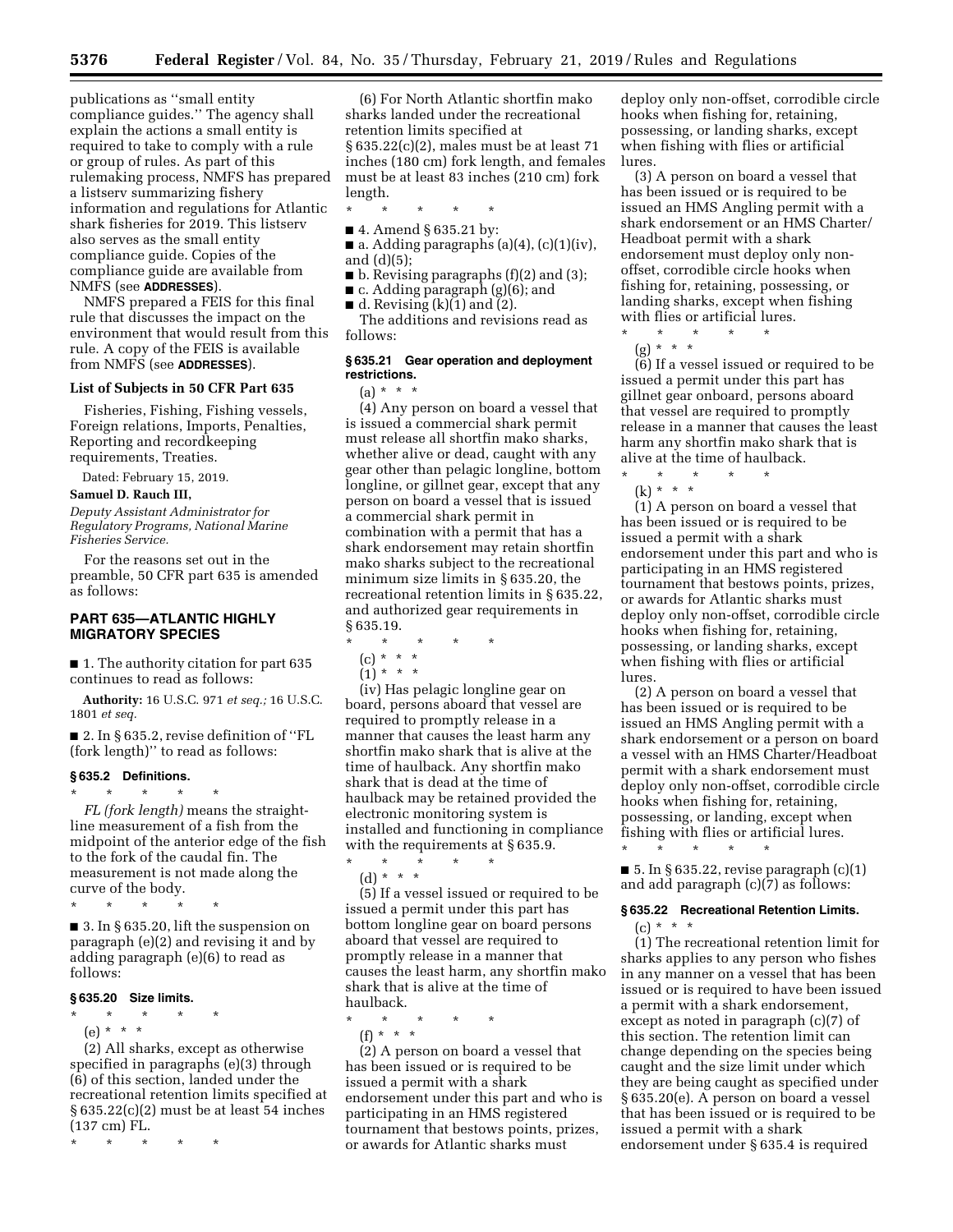publications as ''small entity compliance guides.'' The agency shall explain the actions a small entity is required to take to comply with a rule or group of rules. As part of this rulemaking process, NMFS has prepared a listserv summarizing fishery information and regulations for Atlantic shark fisheries for 2019. This listserv also serves as the small entity compliance guide. Copies of the compliance guide are available from NMFS (see **ADDRESSES**).

NMFS prepared a FEIS for this final rule that discusses the impact on the environment that would result from this rule. A copy of the FEIS is available from NMFS (see **ADDRESSES**).

## List of Subjects in 50 CFR Part 635

Fisheries, Fishing, Fishing vessels, Foreign relations, Imports, Penalties, Reporting and recordkeeping requirements, Treaties.

Dated: February 15, 2019.

**Samuel D. Rauch III,**

*Deputy Assistant Administrator for Regulatory Programs, National Marine Fisheries Service.*

For the reasons set out in the preamble, 50 CFR part 635 is amended as follows:

## PART 635—ATLANTIC HIGHLY MIGRATORY SPECIES

■ 1. The authority citation for part 635 continues to read as follows:

**Authority:** 16 U.S.C. 971 *et seq.;* 16 U.S.C. 1801 *et seq.*

■ 2. In § 635.2, revise definition of ''FL (fork length)'' to read as follows:

### § 635.2 Definitions.

\* \* \* \* \*

*FL (fork length)* means the straight-line measurement of a fish from the midpoint of the anterior edge of the fish to the fork of the caudal fin. The measurement is not made along the curve of the body.

\* \* \* \* \*

■ 3. In § 635.20, lift the suspension on paragraph (e)(2) and revising it and by adding paragraph (e)(6) to read as follows:

### § 635.20 Size limits.

\* \* \* \* \*

(e) \* \* \*

(2) All sharks, except as otherwise specified in paragraphs (e)(3) through (6) of this section, landed under the recreational retention limits specified at § 635.22(c)(2) must be at least 54 inches (137 cm) FL.

\* \* \* \* \*

(6) For North Atlantic shortfin mako sharks landed under the recreational retention limits specified at § 635.22(c)(2), males must be at least 71 inches (180 cm) fork length, and females must be at least 83 inches (210 cm) fork length.

\* \* \* \* \*

■ 4. Amend § 635.21 by:

■ a. Adding paragraphs (a)(4), (c)(1)(iv), and (d)(5);

■ b. Revising paragraphs (f)(2) and (3);

■ c. Adding paragraph (g)(6); and

■ d. Revising (k)(1) and (2).

The additions and revisions read as follows:

### § 635.21 Gear operation and deployment restrictions.

(a) \* \* \*

(4) Any person on board a vessel that is issued a commercial shark permit must release all shortfin mako sharks, whether alive or dead, caught with any gear other than pelagic longline, bottom longline, or gillnet gear, except that any person on board a vessel that is issued a commercial shark permit in combination with a permit that has a shark endorsement may retain shortfin mako sharks subject to the recreational minimum size limits in § 635.20, the recreational retention limits in § 635.22, and authorized gear requirements in § 635.19.

\* \* \* \* \*

(c) \* \* \*

(1) \* \* \*

(iv) Has pelagic longline gear on board, persons aboard that vessel are required to promptly release in a manner that causes the least harm any shortfin mako shark that is alive at the time of haulback. Any shortfin mako shark that is dead at the time of haulback may be retained provided the electronic monitoring system is installed and functioning in compliance with the requirements at § 635.9.

\* \* \* \* \*

(d) \* \* \*

(5) If a vessel issued or required to be issued a permit under this part has bottom longline gear on board persons aboard that vessel are required to promptly release in a manner that causes the least harm, any shortfin mako shark that is alive at the time of haulback.

\* \* \* \* \*

(f) \* \* \*

(2) A person on board a vessel that has been issued or is required to be issued a permit with a shark endorsement under this part and who is participating in an HMS registered tournament that bestows points, prizes, or awards for Atlantic sharks must deploy only non-offset, corrodible circle hooks when fishing for, retaining, possessing, or landing sharks, except when fishing with flies or artificial lures.

(3) A person on board a vessel that has been issued or is required to be issued an HMS Angling permit with a shark endorsement or an HMS Charter/Headboat permit with a shark endorsement must deploy only non-offset, corrodible circle hooks when fishing for, retaining, possessing, or landing sharks, except when fishing with flies or artificial lures.

\* \* \* \* \*

(g) \* \* \*

(6) If a vessel issued or required to be issued a permit under this part has gillnet gear onboard, persons aboard that vessel are required to promptly release in a manner that causes the least harm any shortfin mako shark that is alive at the time of haulback.

\* \* \* \* \*

(k) \* \* \*

(1) A person on board a vessel that has been issued or is required to be issued a permit with a shark endorsement under this part and who is participating in an HMS registered tournament that bestows points, prizes, or awards for Atlantic sharks must deploy only non-offset, corrodible circle hooks when fishing for, retaining, possessing, or landing sharks, except when fishing with flies or artificial lures.

(2) A person on board a vessel that has been issued or is required to be issued an HMS Angling permit with a shark endorsement or a person on board a vessel with an HMS Charter/Headboat permit with a shark endorsement must deploy only non-offset, corrodible circle hooks when fishing for, retaining, possessing, or landing, except when fishing with flies or artificial lures.

\* \* \* \* \*

■ 5. In § 635.22, revise paragraph (c)(1) and add paragraph (c)(7) as follows:

### § 635.22 Recreational Retention Limits.

(c) \* \* \*

(1) The recreational retention limit for sharks applies to any person who fishes in any manner on a vessel that has been issued or is required to have been issued a permit with a shark endorsement, except as noted in paragraph (c)(7) of this section. The retention limit can change depending on the species being caught and the size limit under which they are being caught as specified under § 635.20(e). A person on board a vessel that has been issued or is required to be issued a permit with a shark endorsement under § 635.4 is required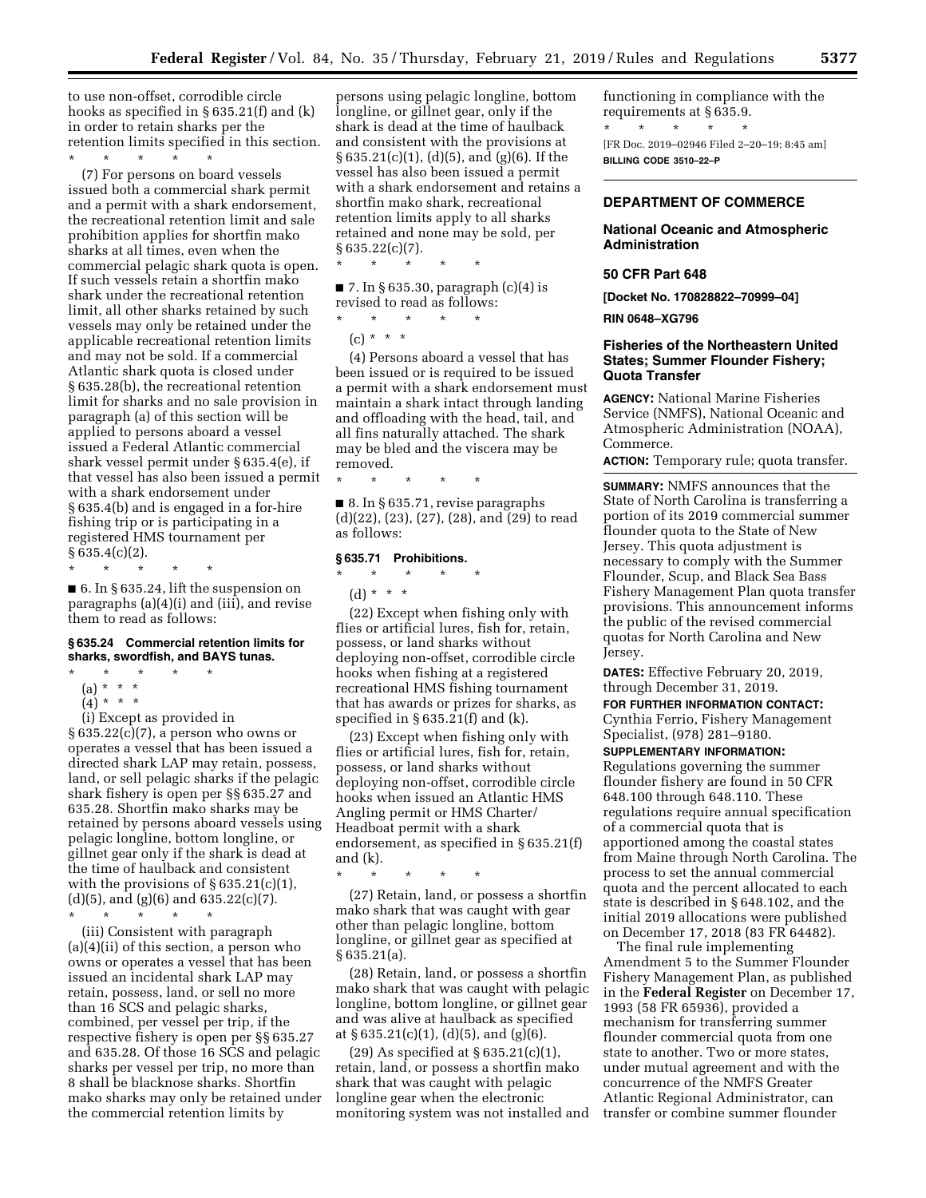to use non-offset, corrodible circle hooks as specified in § 635.21(f) and (k) in order to retain sharks per the retention limits specified in this section.

\* \* \* \* \*

(7) For persons on board vessels issued both a commercial shark permit and a permit with a shark endorsement, the recreational retention limit and sale prohibition applies for shortfin mako sharks at all times, even when the commercial pelagic shark quota is open. If such vessels retain a shortfin mako shark under the recreational retention limit, all other sharks retained by such vessels may only be retained under the applicable recreational retention limits and may not be sold. If a commercial Atlantic shark quota is closed under § 635.28(b), the recreational retention limit for sharks and no sale provision in paragraph (a) of this section will be applied to persons aboard a vessel issued a Federal Atlantic commercial shark vessel permit under § 635.4(e), if that vessel has also been issued a permit with a shark endorsement under § 635.4(b) and is engaged in a for-hire fishing trip or is participating in a registered HMS tournament per § 635.4(c)(2).

\* \* \* \* \*

■ 6. In § 635.24, lift the suspension on paragraphs (a)(4)(i) and (iii), and revise them to read as follows:

### § 635.24 Commercial retention limits for sharks, swordfish, and BAYS tunas.

\* \* \* \* \*

(a) \* \* \*

(4) \* \* \*

(i) Except as provided in § 635.22(c)(7), a person who owns or operates a vessel that has been issued a directed shark LAP may retain, possess, land, or sell pelagic sharks if the pelagic shark fishery is open per §§ 635.27 and 635.28. Shortfin mako sharks may be retained by persons aboard vessels using pelagic longline, bottom longline, or gillnet gear only if the shark is dead at the time of haulback and consistent with the provisions of § 635.21(c)(1), (d)(5), and (g)(6) and 635.22(c)(7).

\* \* \* \* \*

(iii) Consistent with paragraph (a)(4)(ii) of this section, a person who owns or operates a vessel that has been issued an incidental shark LAP may retain, possess, land, or sell no more than 16 SCS and pelagic sharks, combined, per vessel per trip, if the respective fishery is open per §§ 635.27 and 635.28. Of those 16 SCS and pelagic sharks per vessel per trip, no more than 8 shall be blacknose sharks. Shortfin mako sharks may only be retained under the commercial retention limits by persons using pelagic longline, bottom longline, or gillnet gear, only if the shark is dead at the time of haulback and consistent with the provisions at § 635.21(c)(1), (d)(5), and (g)(6). If the vessel has also been issued a permit with a shark endorsement and retains a shortfin mako shark, recreational retention limits apply to all sharks retained and none may be sold, per § 635.22(c)(7).

\* \* \* \* \*

■ 7. In § 635.30, paragraph (c)(4) is revised to read as follows:

\* \* \* \* \*

(c) \* \* \*

(4) Persons aboard a vessel that has been issued or is required to be issued a permit with a shark endorsement must maintain a shark intact through landing and offloading with the head, tail, and all fins naturally attached. The shark may be bled and the viscera may be removed.

\* \* \* \* \*

■ 8. In § 635.71, revise paragraphs (d)(22), (23), (27), (28), and (29) to read as follows:

### § 635.71 Prohibitions.

\* \* \* \* \*

(d) \* \* \*

(22) Except when fishing only with flies or artificial lures, fish for, retain, possess, or land sharks without deploying non-offset, corrodible circle hooks when fishing at a registered recreational HMS fishing tournament that has awards or prizes for sharks, as specified in § 635.21(f) and (k).

(23) Except when fishing only with flies or artificial lures, fish for, retain, possess, or land sharks without deploying non-offset, corrodible circle hooks when issued an Atlantic HMS Angling permit or HMS Charter/Headboat permit with a shark endorsement, as specified in § 635.21(f) and (k).

\* \* \* \* \*

(27) Retain, land, or possess a shortfin mako shark that was caught with gear other than pelagic longline, bottom longline, or gillnet gear as specified at § 635.21(a).

(28) Retain, land, or possess a shortfin mako shark that was caught with pelagic longline, bottom longline, or gillnet gear and was alive at haulback as specified at § 635.21(c)(1), (d)(5), and (g)(6).

(29) As specified at § 635.21(c)(1), retain, land, or possess a shortfin mako shark that was caught with pelagic longline gear when the electronic monitoring system was not installed and functioning in compliance with the requirements at § 635.9.

\* \* \* \* \*

[FR Doc. 2019–02946 Filed 2–20–19; 8:45 am]

**BILLING CODE 3510–22–P**

## DEPARTMENT OF COMMERCE

### National Oceanic and Atmospheric Administration

### 50 CFR Part 648

**[Docket No. 170828822–70999–04]**

**RIN 0648–XG796**

### Fisheries of the Northeastern United States; Summer Flounder Fishery; Quota Transfer

**AGENCY:** National Marine Fisheries Service (NMFS), National Oceanic and Atmospheric Administration (NOAA), Commerce.

**ACTION:** Temporary rule; quota transfer.

**SUMMARY:** NMFS announces that the State of North Carolina is transferring a portion of its 2019 commercial summer flounder quota to the State of New Jersey. This quota adjustment is necessary to comply with the Summer Flounder, Scup, and Black Sea Bass Fishery Management Plan quota transfer provisions. This announcement informs the public of the revised commercial quotas for North Carolina and New Jersey.

**DATES:** Effective February 20, 2019, through December 31, 2019.

**FOR FURTHER INFORMATION CONTACT:** Cynthia Ferrio, Fishery Management Specialist, (978) 281–9180.

**SUPPLEMENTARY INFORMATION:** Regulations governing the summer flounder fishery are found in 50 CFR 648.100 through 648.110. These regulations require annual specification of a commercial quota that is apportioned among the coastal states from Maine through North Carolina. The process to set the annual commercial quota and the percent allocated to each state is described in § 648.102, and the initial 2019 allocations were published on December 17, 2018 (83 FR 64482).

The final rule implementing Amendment 5 to the Summer Flounder Fishery Management Plan, as published in the **Federal Register** on December 17, 1993 (58 FR 65936), provided a mechanism for transferring summer flounder commercial quota from one state to another. Two or more states, under mutual agreement and with the concurrence of the NMFS Greater Atlantic Regional Administrator, can transfer or combine summer flounder